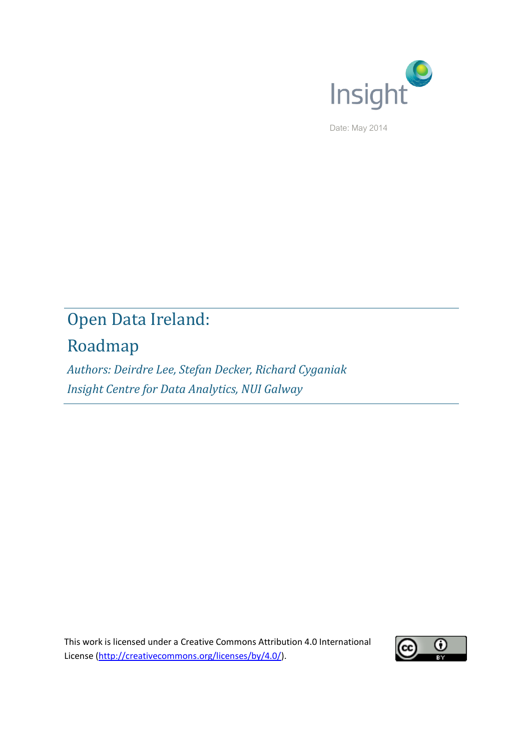Insight

Date: May 2014

# Open Data Ireland: Roadmap

*Authors: Deirdre Lee, Stefan Decker, Richard Cyganiak*

*Insight Centre for Data Analytics, NUI Galway*

This work is licensed under a Creative Commons Attribution 4.0 International License (http://creativecommons.org/licenses/by/4.0/).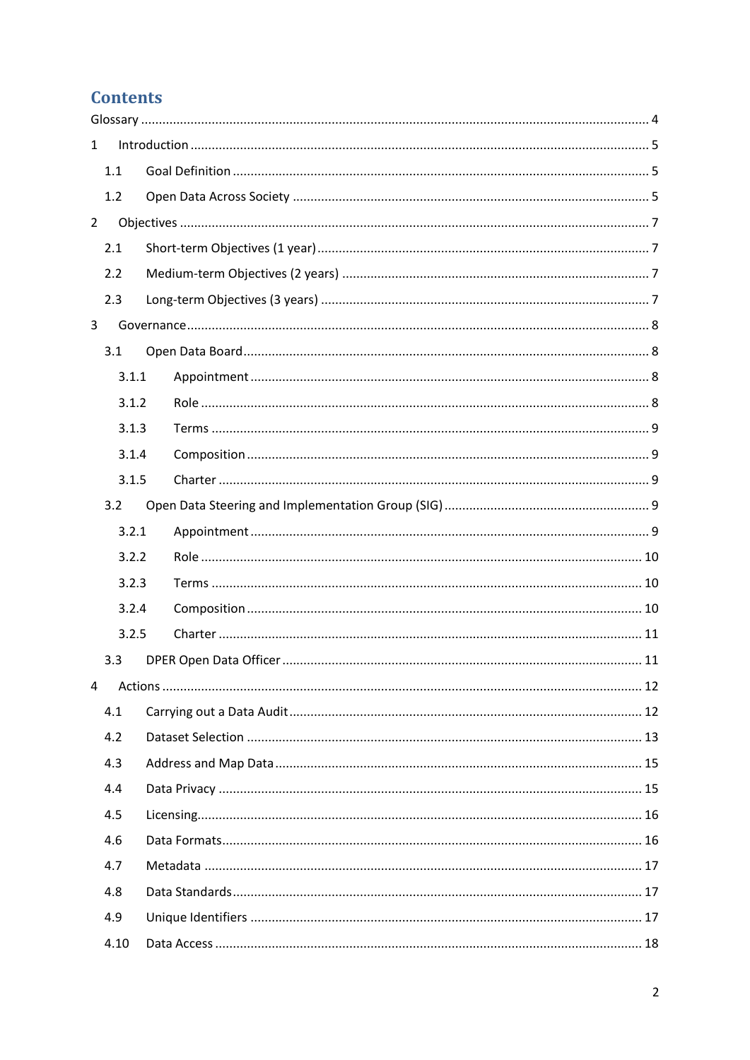# Contents

Glossary ........................................................................................................................................... 4

1 Introduction ................................................................................................................................ 5

  1.1 Goal Definition .................................................................................................................... 5

  1.2 Open Data Across Society ................................................................................................... 5

2 Objectives ................................................................................................................................... 7

  2.1 Short-term Objectives (1 year) ............................................................................................ 7

  2.2 Medium-term Objectives (2 years) ...................................................................................... 7

  2.3 Long-term Objectives (3 years) ........................................................................................... 7

3 Governance ................................................................................................................................. 8

  3.1 Open Data Board ................................................................................................................. 8

    3.1.1 Appointment ................................................................................................................. 8

    3.1.2 Role ............................................................................................................................... 8

    3.1.3 Terms ............................................................................................................................ 9

    3.1.4 Composition .................................................................................................................. 9

    3.1.5 Charter .......................................................................................................................... 9

  3.2 Open Data Steering and Implementation Group (SIG) ........................................................ 9

    3.2.1 Appointment ................................................................................................................. 9

    3.2.2 Role ............................................................................................................................. 10

    3.2.3 Terms .......................................................................................................................... 10

    3.2.4 Composition ................................................................................................................ 10

    3.2.5 Charter ........................................................................................................................ 11

  3.3 DPER Open Data Officer ..................................................................................................... 11

4 Actions ...................................................................................................................................... 12

  4.1 Carrying out a Data Audit .................................................................................................. 12

  4.2 Dataset Selection ............................................................................................................... 13

  4.3 Address and Map Data ...................................................................................................... 15

  4.4 Data Privacy ....................................................................................................................... 15

  4.5 Licensing ............................................................................................................................ 16

  4.6 Data Formats ..................................................................................................................... 16

  4.7 Metadata ........................................................................................................................... 17

  4.8 Data Standards .................................................................................................................. 17

  4.9 Unique Identifiers ............................................................................................................. 17

  4.10 Data Access ..................................................................................................................... 18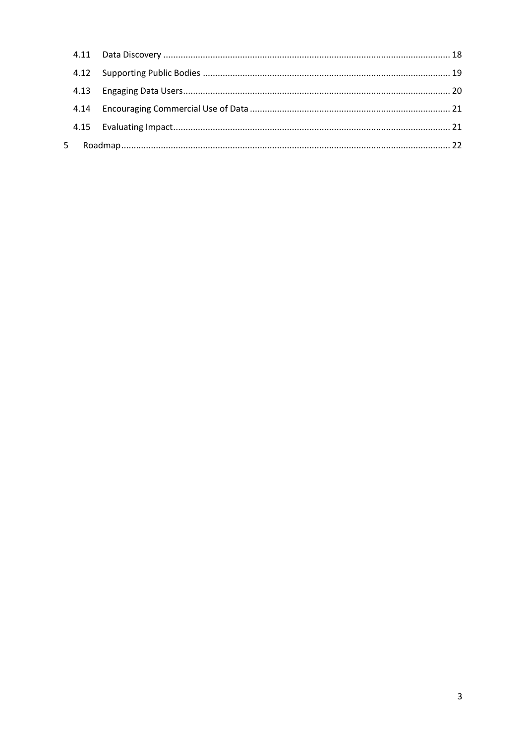4.11 Data Discovery ........................................................................................................... 18

4.12 Supporting Public Bodies ........................................................................................... 19

4.13 Engaging Data Users................................................................................................. 20

4.14 Encouraging Commercial Use of Data ....................................................................... 21

4.15 Evaluating Impact...................................................................................................... 21

5 Roadmap........................................................................................................................ 22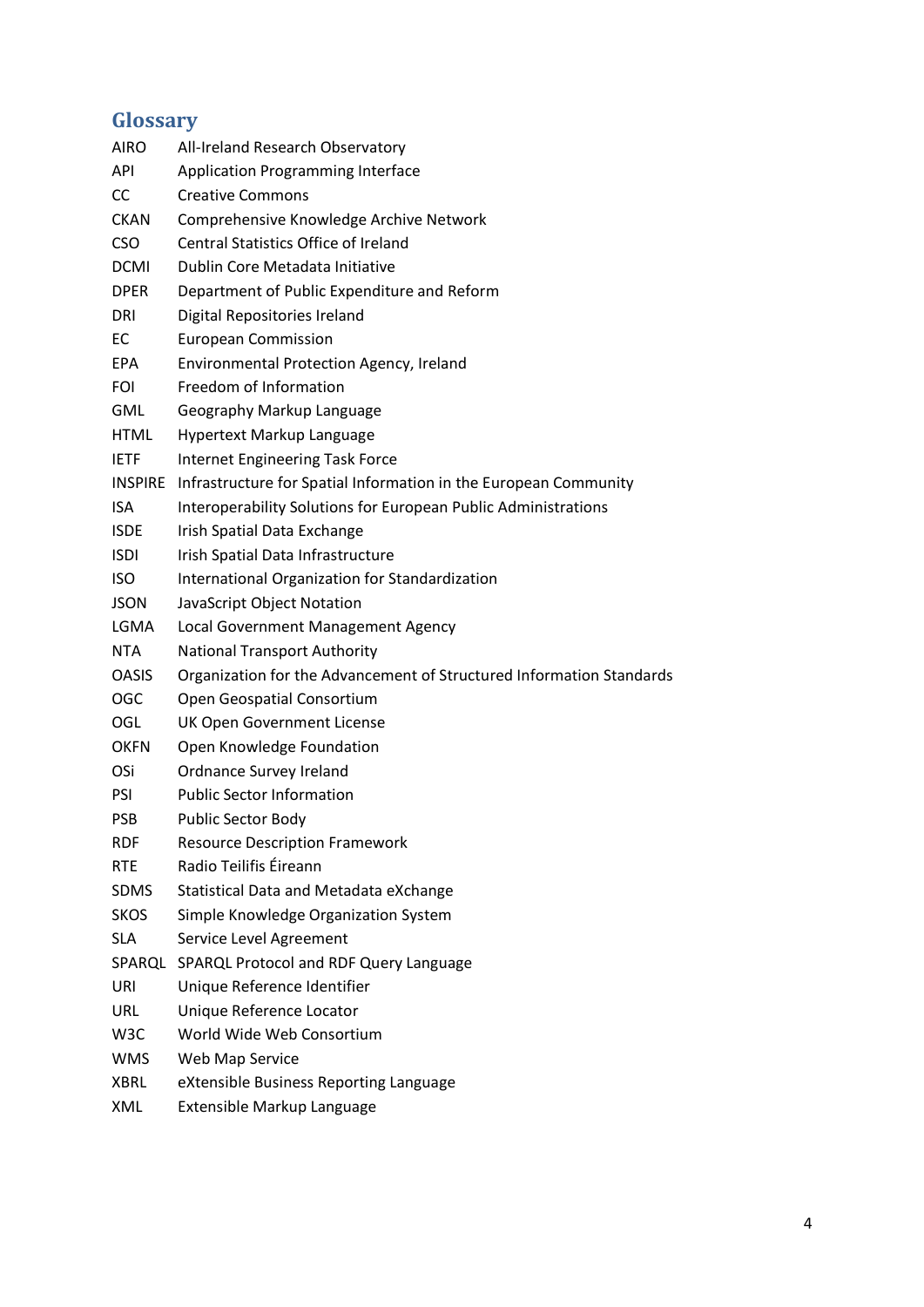## Glossary

| | |
|---|---|
| AIRO | All-Ireland Research Observatory |
| API | Application Programming Interface |
| CC | Creative Commons |
| CKAN | Comprehensive Knowledge Archive Network |
| CSO | Central Statistics Office of Ireland |
| DCMI | Dublin Core Metadata Initiative |
| DPER | Department of Public Expenditure and Reform |
| DRI | Digital Repositories Ireland |
| EC | European Commission |
| EPA | Environmental Protection Agency, Ireland |
| FOI | Freedom of Information |
| GML | Geography Markup Language |
| HTML | Hypertext Markup Language |
| IETF | Internet Engineering Task Force |
| INSPIRE | Infrastructure for Spatial Information in the European Community |
| ISA | Interoperability Solutions for European Public Administrations |
| ISDE | Irish Spatial Data Exchange |
| ISDI | Irish Spatial Data Infrastructure |
| ISO | International Organization for Standardization |
| JSON | JavaScript Object Notation |
| LGMA | Local Government Management Agency |
| NTA | National Transport Authority |
| OASIS | Organization for the Advancement of Structured Information Standards |
| OGC | Open Geospatial Consortium |
| OGL | UK Open Government License |
| OKFN | Open Knowledge Foundation |
| OSi | Ordnance Survey Ireland |
| PSI | Public Sector Information |
| PSB | Public Sector Body |
| RDF | Resource Description Framework |
| RTE | Radio Teilifis Éireann |
| SDMS | Statistical Data and Metadata eXchange |
| SKOS | Simple Knowledge Organization System |
| SLA | Service Level Agreement |
| SPARQL | SPARQL Protocol and RDF Query Language |
| URI | Unique Reference Identifier |
| URL | Unique Reference Locator |
| W3C | World Wide Web Consortium |
| WMS | Web Map Service |
| XBRL | eXtensible Business Reporting Language |
| XML | Extensible Markup Language |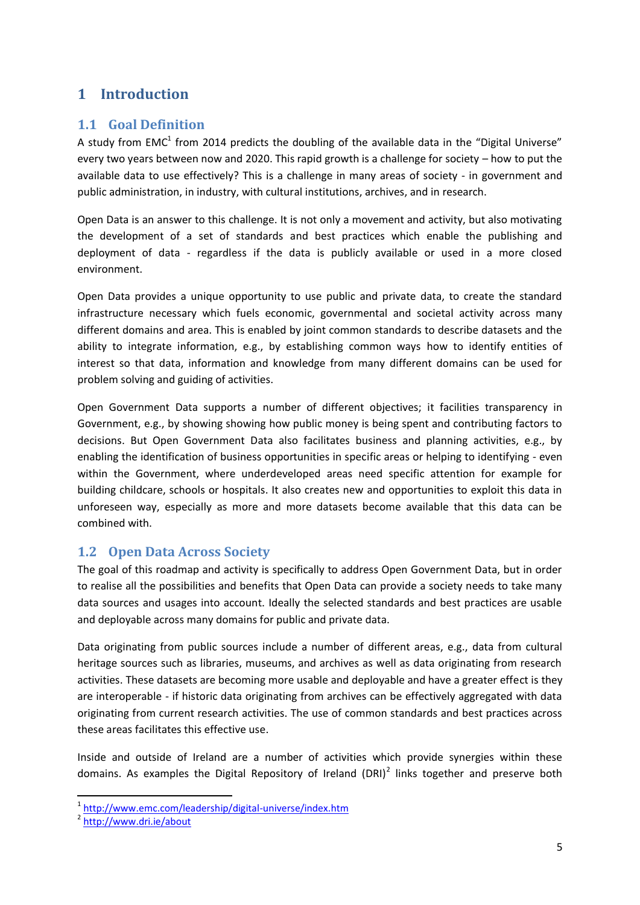# 1 Introduction

## 1.1 Goal Definition

A study from EMC[1] from 2014 predicts the doubling of the available data in the "Digital Universe" every two years between now and 2020. This rapid growth is a challenge for society – how to put the available data to use effectively? This is a challenge in many areas of society - in government and public administration, in industry, with cultural institutions, archives, and in research.

Open Data is an answer to this challenge. It is not only a movement and activity, but also motivating the development of a set of standards and best practices which enable the publishing and deployment of data - regardless if the data is publicly available or used in a more closed environment.

Open Data provides a unique opportunity to use public and private data, to create the standard infrastructure necessary which fuels economic, governmental and societal activity across many different domains and area. This is enabled by joint common standards to describe datasets and the ability to integrate information, e.g., by establishing common ways how to identify entities of interest so that data, information and knowledge from many different domains can be used for problem solving and guiding of activities.

Open Government Data supports a number of different objectives; it facilities transparency in Government, e.g., by showing showing how public money is being spent and contributing factors to decisions. But Open Government Data also facilitates business and planning activities, e.g., by enabling the identification of business opportunities in specific areas or helping to identifying - even within the Government, where underdeveloped areas need specific attention for example for building childcare, schools or hospitals. It also creates new and opportunities to exploit this data in unforeseen way, especially as more and more datasets become available that this data can be combined with.

## 1.2 Open Data Across Society

The goal of this roadmap and activity is specifically to address Open Government Data, but in order to realise all the possibilities and benefits that Open Data can provide a society needs to take many data sources and usages into account. Ideally the selected standards and best practices are usable and deployable across many domains for public and private data.

Data originating from public sources include a number of different areas, e.g., data from cultural heritage sources such as libraries, museums, and archives as well as data originating from research activities. These datasets are becoming more usable and deployable and have a greater effect is they are interoperable - if historic data originating from archives can be effectively aggregated with data originating from current research activities. The use of common standards and best practices across these areas facilitates this effective use.

Inside and outside of Ireland are a number of activities which provide synergies within these domains. As examples the Digital Repository of Ireland (DRI)[2] links together and preserve both

[1] http://www.emc.com/leadership/digital-universe/index.htm

[2] http://www.dri.ie/about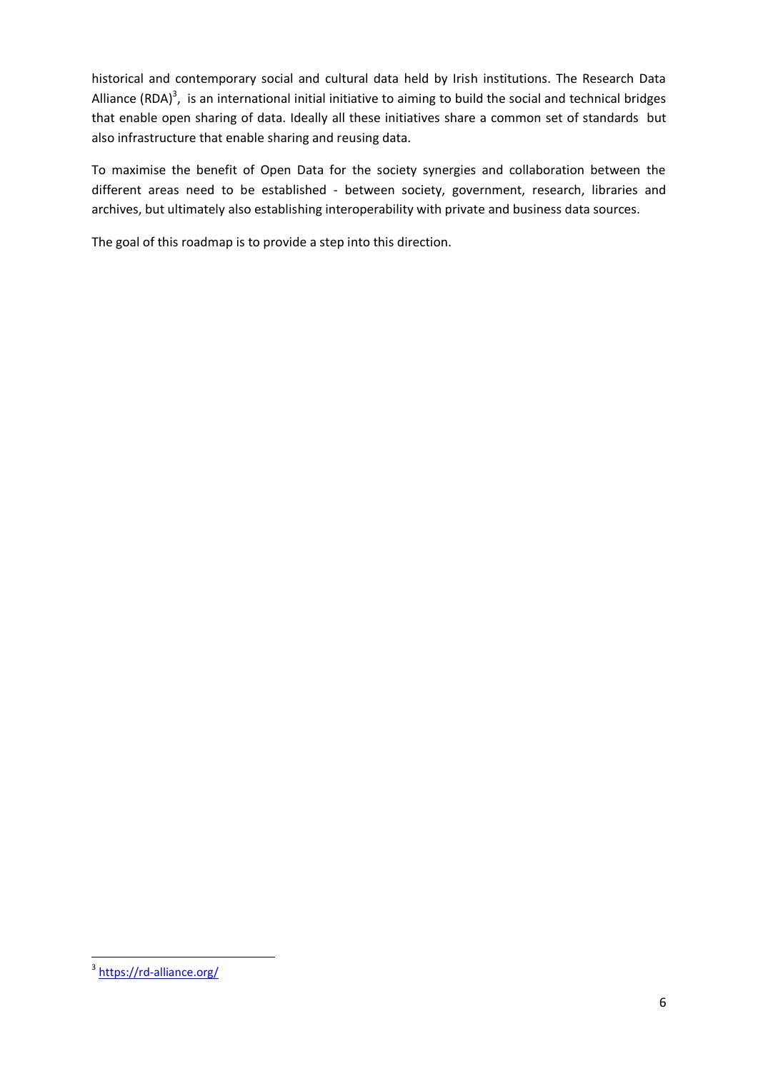historical and contemporary social and cultural data held by Irish institutions. The Research Data Alliance (RDA)[3], is an international initial initiative to aiming to build the social and technical bridges that enable open sharing of data. Ideally all these initiatives share a common set of standards but also infrastructure that enable sharing and reusing data.

To maximise the benefit of Open Data for the society synergies and collaboration between the different areas need to be established - between society, government, research, libraries and archives, but ultimately also establishing interoperability with private and business data sources.

The goal of this roadmap is to provide a step into this direction.

[3] https://rd-alliance.org/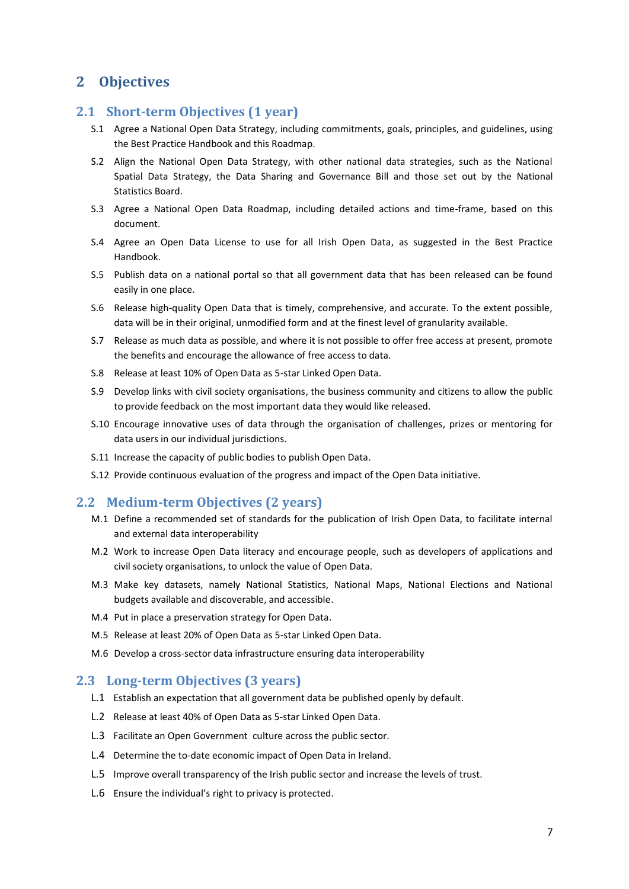# 2 Objectives

## 2.1 Short-term Objectives (1 year)

- S.1 Agree a National Open Data Strategy, including commitments, goals, principles, and guidelines, using the Best Practice Handbook and this Roadmap.
- S.2 Align the National Open Data Strategy, with other national data strategies, such as the National Spatial Data Strategy, the Data Sharing and Governance Bill and those set out by the National Statistics Board.
- S.3 Agree a National Open Data Roadmap, including detailed actions and time-frame, based on this document.
- S.4 Agree an Open Data License to use for all Irish Open Data, as suggested in the Best Practice Handbook.
- S.5 Publish data on a national portal so that all government data that has been released can be found easily in one place.
- S.6 Release high-quality Open Data that is timely, comprehensive, and accurate. To the extent possible, data will be in their original, unmodified form and at the finest level of granularity available.
- S.7 Release as much data as possible, and where it is not possible to offer free access at present, promote the benefits and encourage the allowance of free access to data.
- S.8 Release at least 10% of Open Data as 5-star Linked Open Data.
- S.9 Develop links with civil society organisations, the business community and citizens to allow the public to provide feedback on the most important data they would like released.
- S.10 Encourage innovative uses of data through the organisation of challenges, prizes or mentoring for data users in our individual jurisdictions.
- S.11 Increase the capacity of public bodies to publish Open Data.
- S.12 Provide continuous evaluation of the progress and impact of the Open Data initiative.

## 2.2 Medium-term Objectives (2 years)

- M.1 Define a recommended set of standards for the publication of Irish Open Data, to facilitate internal and external data interoperability
- M.2 Work to increase Open Data literacy and encourage people, such as developers of applications and civil society organisations, to unlock the value of Open Data.
- M.3 Make key datasets, namely National Statistics, National Maps, National Elections and National budgets available and discoverable, and accessible.
- M.4 Put in place a preservation strategy for Open Data.
- M.5 Release at least 20% of Open Data as 5-star Linked Open Data.
- M.6 Develop a cross-sector data infrastructure ensuring data interoperability

## 2.3 Long-term Objectives (3 years)

- L.1 Establish an expectation that all government data be published openly by default.
- L.2 Release at least 40% of Open Data as 5-star Linked Open Data.
- L.3 Facilitate an Open Government culture across the public sector.
- L.4 Determine the to-date economic impact of Open Data in Ireland.
- L.5 Improve overall transparency of the Irish public sector and increase the levels of trust.
- L.6 Ensure the individual's right to privacy is protected.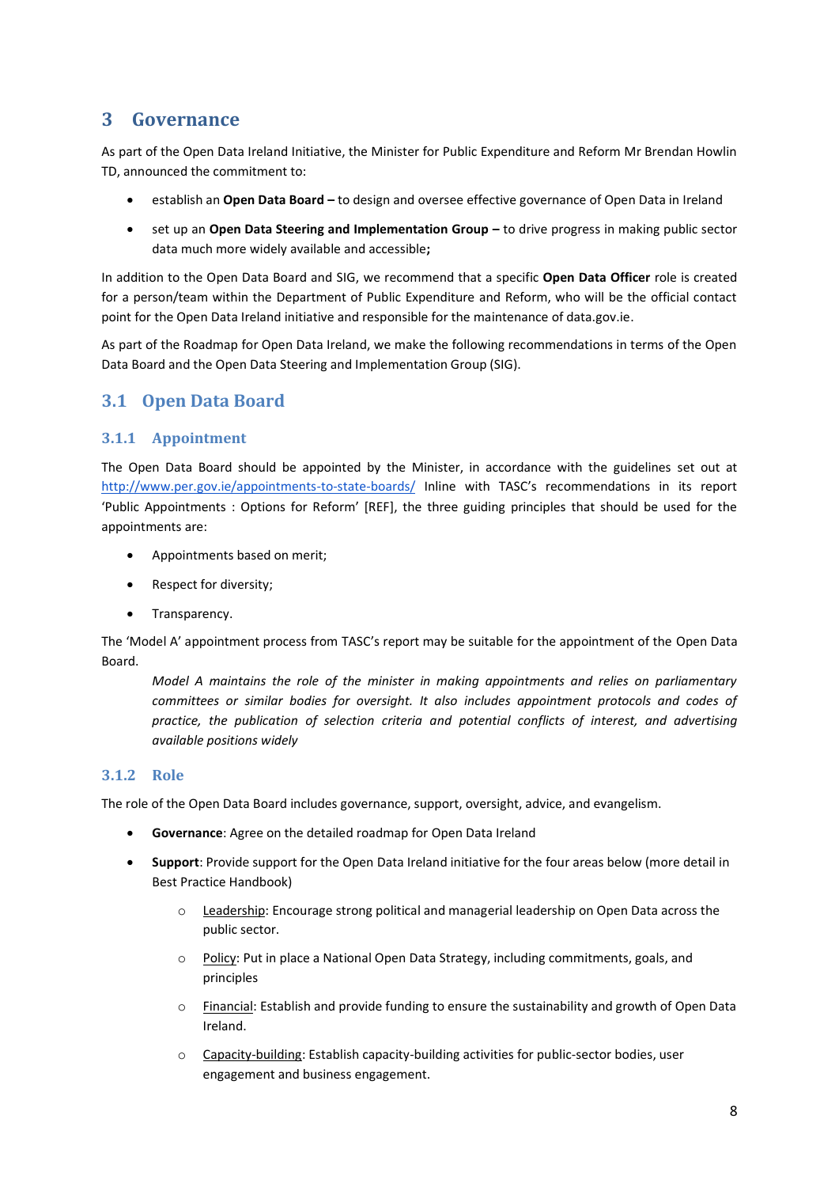# 3 Governance

As part of the Open Data Ireland Initiative, the Minister for Public Expenditure and Reform Mr Brendan Howlin TD, announced the commitment to:

- establish an **Open Data Board –** to design and oversee effective governance of Open Data in Ireland
- set up an **Open Data Steering and Implementation Group –** to drive progress in making public sector data much more widely available and accessible**;**

In addition to the Open Data Board and SIG, we recommend that a specific **Open Data Officer** role is created for a person/team within the Department of Public Expenditure and Reform, who will be the official contact point for the Open Data Ireland initiative and responsible for the maintenance of data.gov.ie.

As part of the Roadmap for Open Data Ireland, we make the following recommendations in terms of the Open Data Board and the Open Data Steering and Implementation Group (SIG).

## 3.1 Open Data Board

### 3.1.1 Appointment

The Open Data Board should be appointed by the Minister, in accordance with the guidelines set out at http://www.per.gov.ie/appointments-to-state-boards/ Inline with TASC's recommendations in its report 'Public Appointments : Options for Reform' [REF], the three guiding principles that should be used for the appointments are:

- Appointments based on merit;
- Respect for diversity;
- Transparency.

The 'Model A' appointment process from TASC's report may be suitable for the appointment of the Open Data Board.

> *Model A maintains the role of the minister in making appointments and relies on parliamentary committees or similar bodies for oversight. It also includes appointment protocols and codes of practice, the publication of selection criteria and potential conflicts of interest, and advertising available positions widely*

### 3.1.2 Role

The role of the Open Data Board includes governance, support, oversight, advice, and evangelism.

- **Governance**: Agree on the detailed roadmap for Open Data Ireland
- **Support**: Provide support for the Open Data Ireland initiative for the four areas below (more detail in Best Practice Handbook)
  - Leadership: Encourage strong political and managerial leadership on Open Data across the public sector.
  - Policy: Put in place a National Open Data Strategy, including commitments, goals, and principles
  - Financial: Establish and provide funding to ensure the sustainability and growth of Open Data Ireland.
  - Capacity-building: Establish capacity-building activities for public-sector bodies, user engagement and business engagement.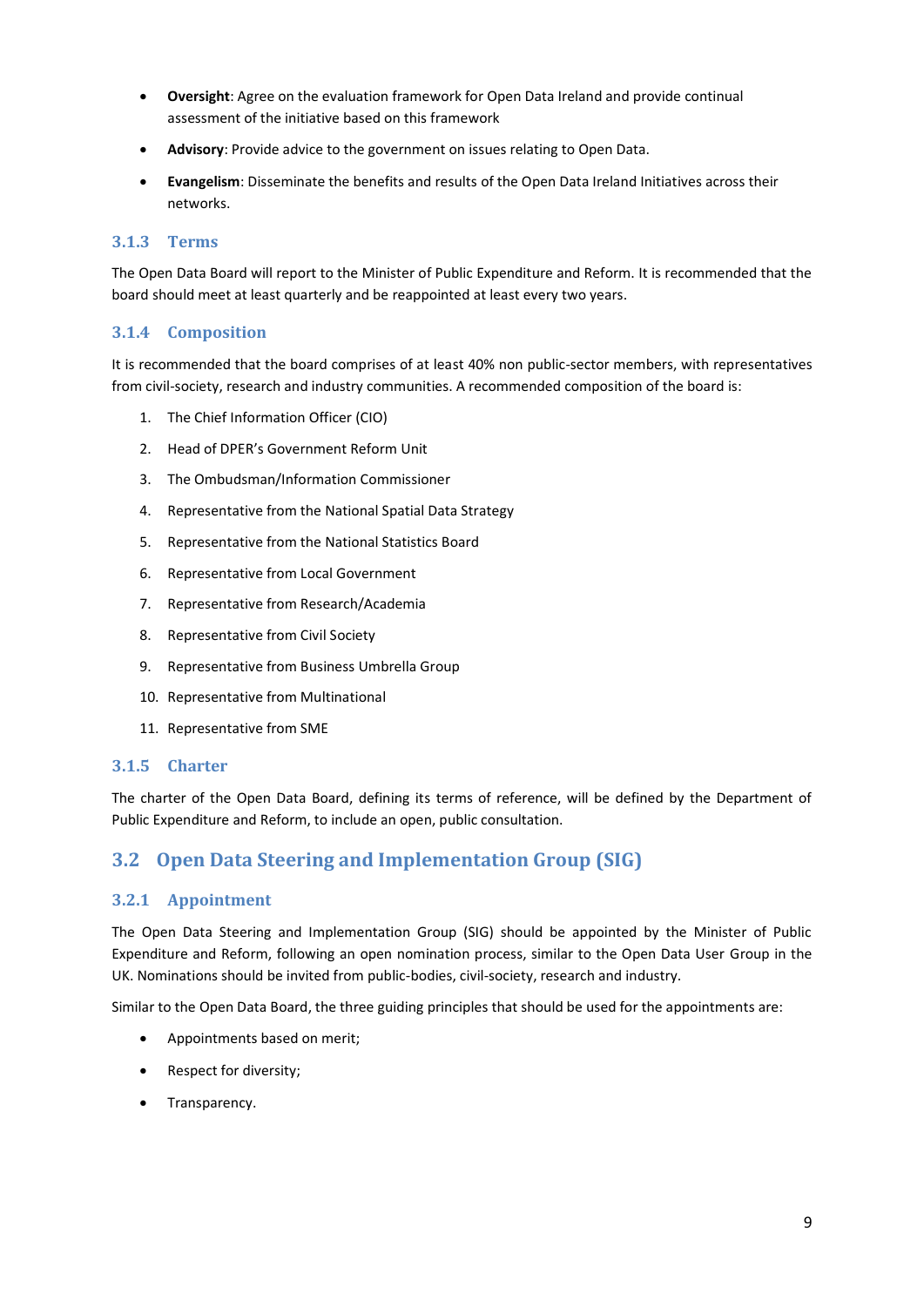- **Oversight**: Agree on the evaluation framework for Open Data Ireland and provide continual assessment of the initiative based on this framework
- **Advisory**: Provide advice to the government on issues relating to Open Data.
- **Evangelism**: Disseminate the benefits and results of the Open Data Ireland Initiatives across their networks.

### 3.1.3 Terms

The Open Data Board will report to the Minister of Public Expenditure and Reform. It is recommended that the board should meet at least quarterly and be reappointed at least every two years.

### 3.1.4 Composition

It is recommended that the board comprises of at least 40% non public-sector members, with representatives from civil-society, research and industry communities. A recommended composition of the board is:

1. The Chief Information Officer (CIO)
2. Head of DPER's Government Reform Unit
3. The Ombudsman/Information Commissioner
4. Representative from the National Spatial Data Strategy
5. Representative from the National Statistics Board
6. Representative from Local Government
7. Representative from Research/Academia
8. Representative from Civil Society
9. Representative from Business Umbrella Group
10. Representative from Multinational
11. Representative from SME

### 3.1.5 Charter

The charter of the Open Data Board, defining its terms of reference, will be defined by the Department of Public Expenditure and Reform, to include an open, public consultation.

## 3.2 Open Data Steering and Implementation Group (SIG)

### 3.2.1 Appointment

The Open Data Steering and Implementation Group (SIG) should be appointed by the Minister of Public Expenditure and Reform, following an open nomination process, similar to the Open Data User Group in the UK. Nominations should be invited from public-bodies, civil-society, research and industry.

Similar to the Open Data Board, the three guiding principles that should be used for the appointments are:

- Appointments based on merit;
- Respect for diversity;
- Transparency.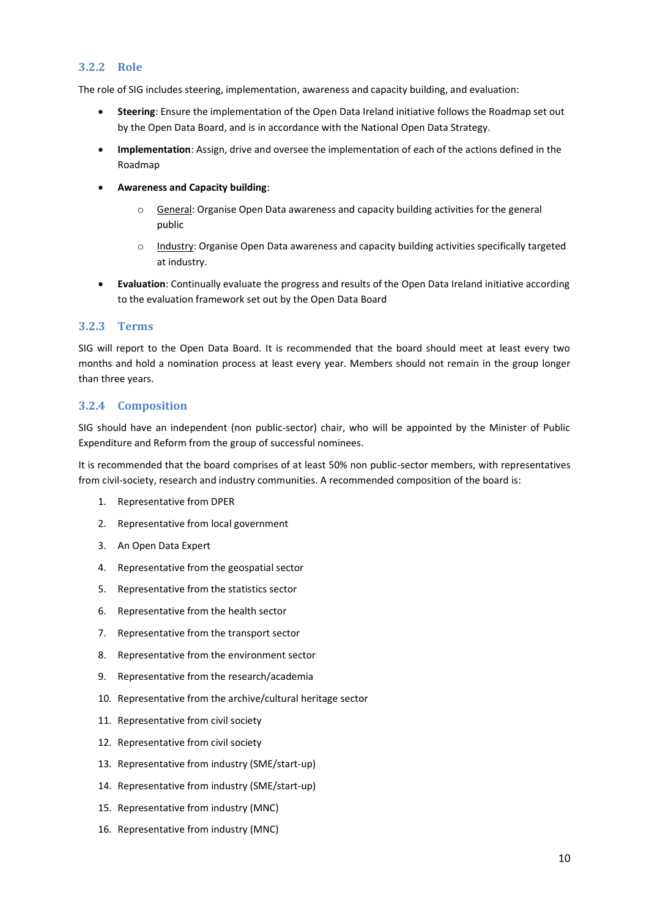### 3.2.2 Role

The role of SIG includes steering, implementation, awareness and capacity building, and evaluation:

- **Steering**: Ensure the implementation of the Open Data Ireland initiative follows the Roadmap set out by the Open Data Board, and is in accordance with the National Open Data Strategy.
- **Implementation**: Assign, drive and oversee the implementation of each of the actions defined in the Roadmap
- **Awareness and Capacity building**:
  - General: Organise Open Data awareness and capacity building activities for the general public
  - Industry: Organise Open Data awareness and capacity building activities specifically targeted at industry.
- **Evaluation**: Continually evaluate the progress and results of the Open Data Ireland initiative according to the evaluation framework set out by the Open Data Board

### 3.2.3 Terms

SIG will report to the Open Data Board. It is recommended that the board should meet at least every two months and hold a nomination process at least every year. Members should not remain in the group longer than three years.

### 3.2.4 Composition

SIG should have an independent (non public-sector) chair, who will be appointed by the Minister of Public Expenditure and Reform from the group of successful nominees.

It is recommended that the board comprises of at least 50% non public-sector members, with representatives from civil-society, research and industry communities. A recommended composition of the board is:

1. Representative from DPER
2. Representative from local government
3. An Open Data Expert
4. Representative from the geospatial sector
5. Representative from the statistics sector
6. Representative from the health sector
7. Representative from the transport sector
8. Representative from the environment sector
9. Representative from the research/academia
10. Representative from the archive/cultural heritage sector
11. Representative from civil society
12. Representative from civil society
13. Representative from industry (SME/start-up)
14. Representative from industry (SME/start-up)
15. Representative from industry (MNC)
16. Representative from industry (MNC)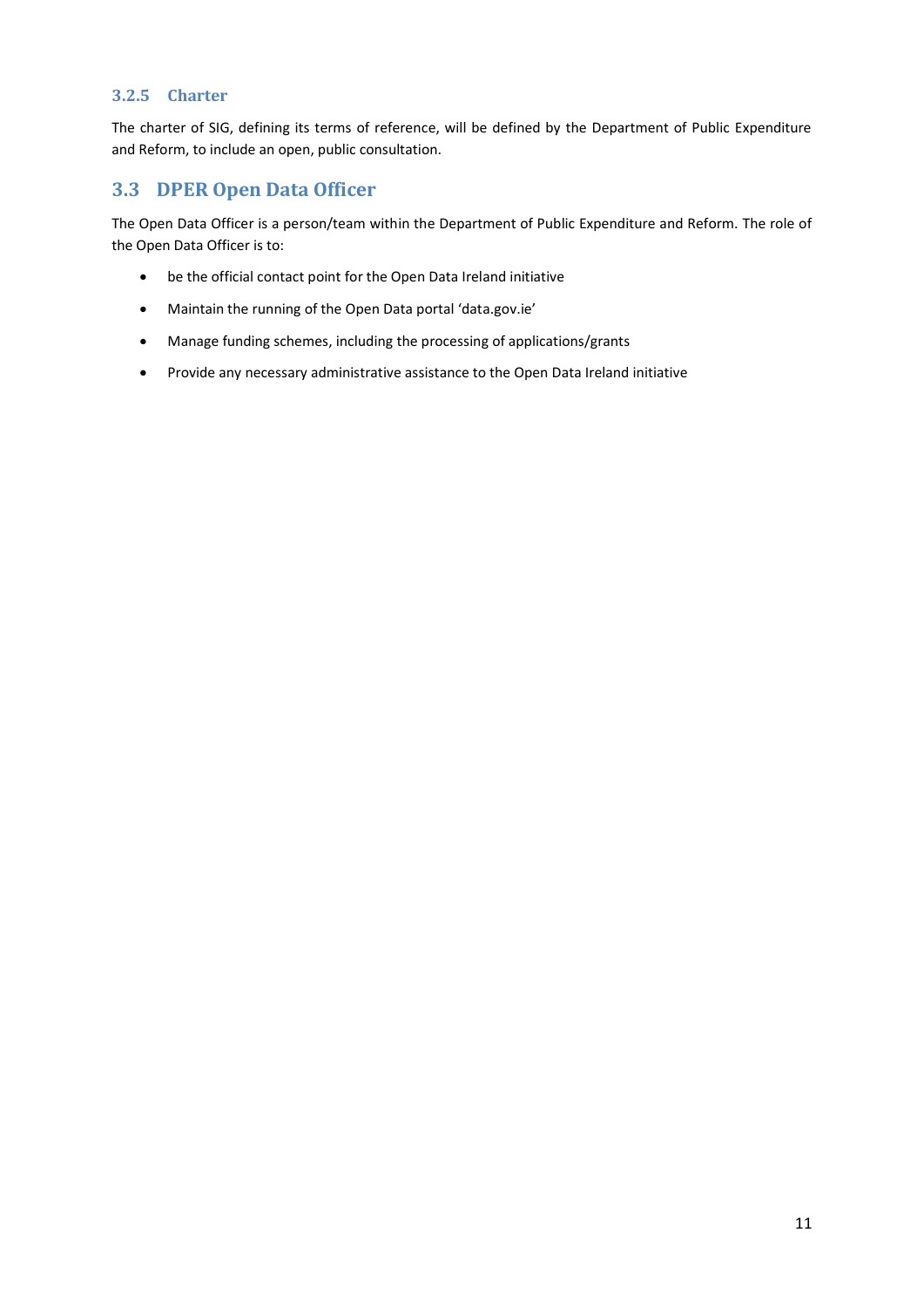### 3.2.5 Charter

The charter of SIG, defining its terms of reference, will be defined by the Department of Public Expenditure and Reform, to include an open, public consultation.

## 3.3 DPER Open Data Officer

The Open Data Officer is a person/team within the Department of Public Expenditure and Reform. The role of the Open Data Officer is to:

- be the official contact point for the Open Data Ireland initiative
- Maintain the running of the Open Data portal 'data.gov.ie'
- Manage funding schemes, including the processing of applications/grants
- Provide any necessary administrative assistance to the Open Data Ireland initiative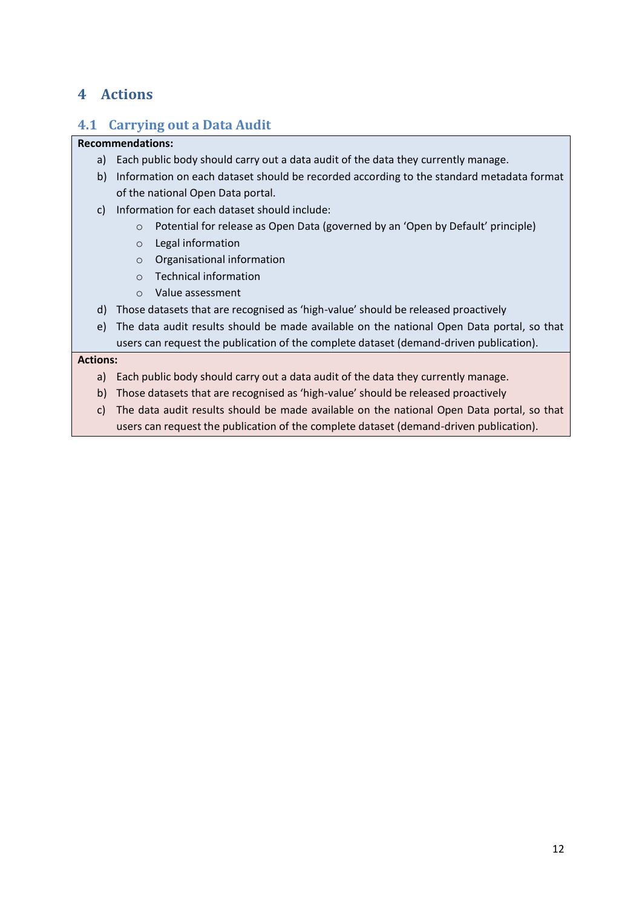# 4 Actions

## 4.1 Carrying out a Data Audit

**Recommendations:**

a) Each public body should carry out a data audit of the data they currently manage.

b) Information on each dataset should be recorded according to the standard metadata format of the national Open Data portal.

c) Information for each dataset should include:
   - Potential for release as Open Data (governed by an 'Open by Default' principle)
   - Legal information
   - Organisational information
   - Technical information
   - Value assessment

d) Those datasets that are recognised as 'high-value' should be released proactively

e) The data audit results should be made available on the national Open Data portal, so that users can request the publication of the complete dataset (demand-driven publication).

**Actions:**

a) Each public body should carry out a data audit of the data they currently manage.

b) Those datasets that are recognised as 'high-value' should be released proactively

c) The data audit results should be made available on the national Open Data portal, so that users can request the publication of the complete dataset (demand-driven publication).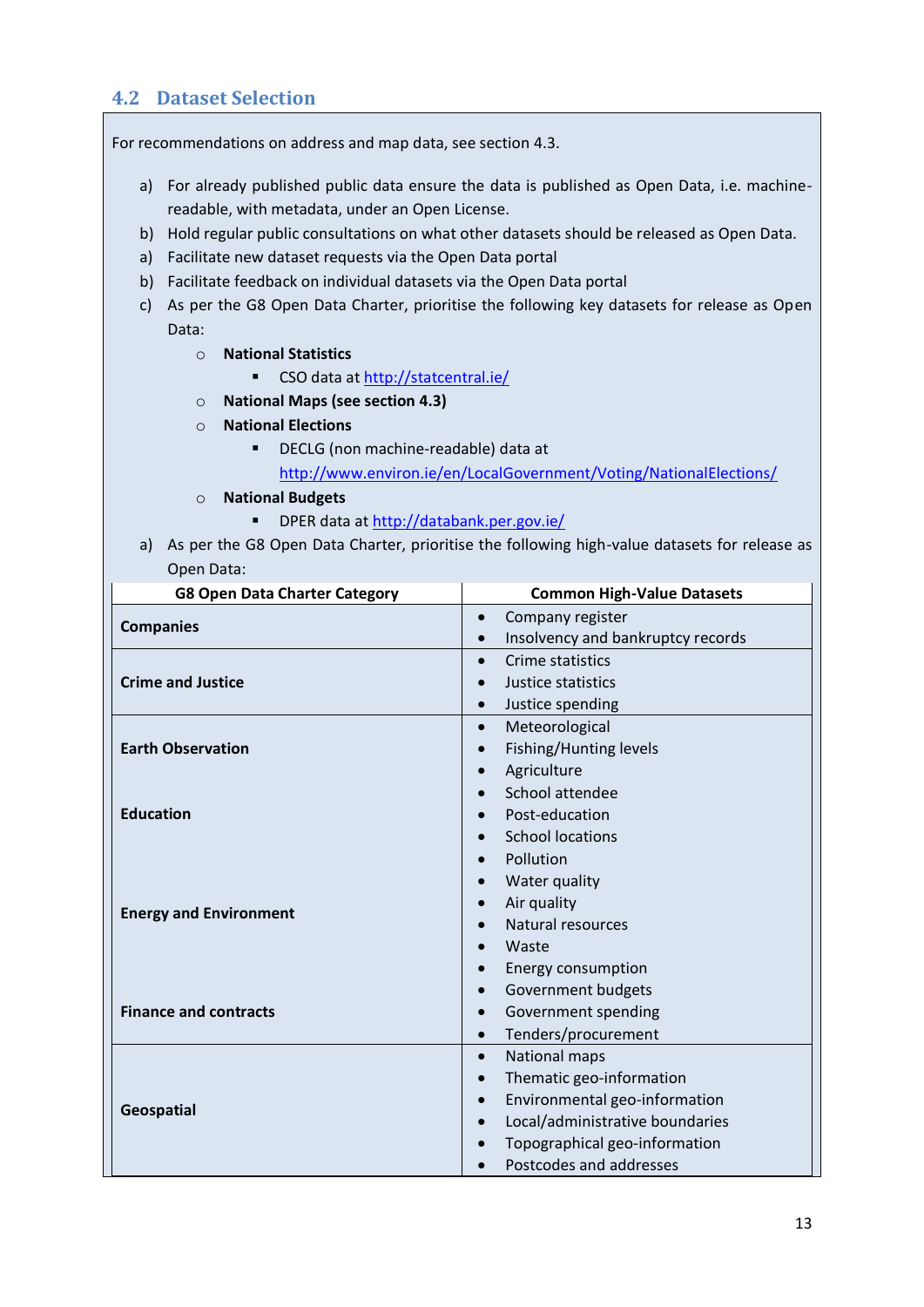## 4.2 Dataset Selection

For recommendations on address and map data, see section 4.3.

a) For already published public data ensure the data is published as Open Data, i.e. machine-readable, with metadata, under an Open License.
b) Hold regular public consultations on what other datasets should be released as Open Data.
a) Facilitate new dataset requests via the Open Data portal
b) Facilitate feedback on individual datasets via the Open Data portal
c) As per the G8 Open Data Charter, prioritise the following key datasets for release as Open Data:
   - **National Statistics**
     - CSO data at http://statcentral.ie/
   - **National Maps (see section 4.3)**
   - **National Elections**
     - DECLG (non machine-readable) data at http://www.environ.ie/en/LocalGovernment/Voting/NationalElections/
   - **National Budgets**
     - DPER data at http://databank.per.gov.ie/

a) As per the G8 Open Data Charter, prioritise the following high-value datasets for release as Open Data:

| G8 Open Data Charter Category | Common High-Value Datasets |
|---|---|
| **Companies** | • Company register<br>• Insolvency and bankruptcy records |
| **Crime and Justice** | • Crime statistics<br>• Justice statistics<br>• Justice spending |
| **Earth Observation** | • Meteorological<br>• Fishing/Hunting levels<br>• Agriculture |
| **Education** | • School attendee<br>• Post-education<br>• School locations |
| **Energy and Environment** | • Pollution<br>• Water quality<br>• Air quality<br>• Natural resources<br>• Waste<br>• Energy consumption |
| **Finance and contracts** | • Government budgets<br>• Government spending<br>• Tenders/procurement |
| **Geospatial** | • National maps<br>• Thematic geo-information<br>• Environmental geo-information<br>• Local/administrative boundaries<br>• Topographical geo-information<br>• Postcodes and addresses |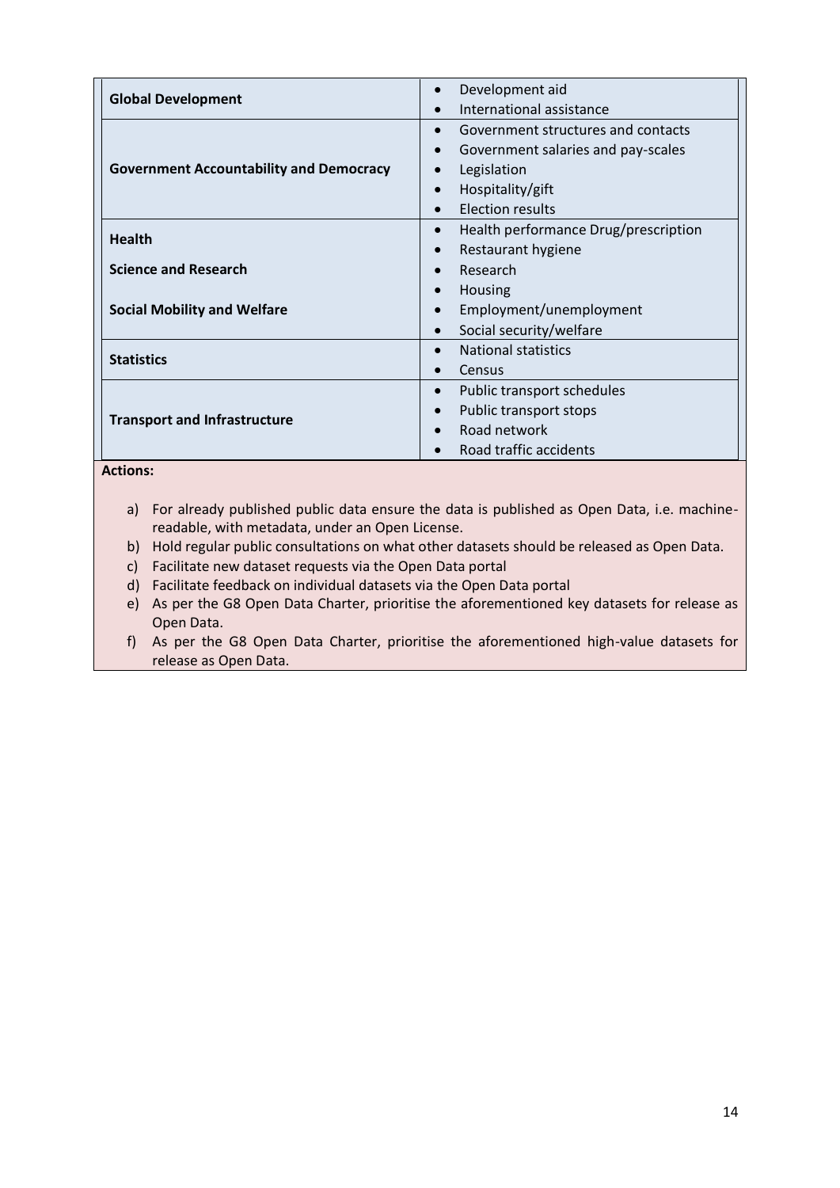| | |
|---|---|
| **Global Development** | • Development aid<br>• International assistance |
| **Government Accountability and Democracy** | • Government structures and contacts<br>• Government salaries and pay-scales<br>• Legislation<br>• Hospitality/gift<br>• Election results |
| **Health**<br><br>**Science and Research**<br><br>**Social Mobility and Welfare** | • Health performance Drug/prescription<br>• Restaurant hygiene<br>• Research<br>• Housing<br>• Employment/unemployment<br>• Social security/welfare |
| **Statistics** | • National statistics<br>• Census |
| **Transport and Infrastructure** | • Public transport schedules<br>• Public transport stops<br>• Road network<br>• Road traffic accidents |

**Actions:**

a) For already published public data ensure the data is published as Open Data, i.e. machine-readable, with metadata, under an Open License.
b) Hold regular public consultations on what other datasets should be released as Open Data.
c) Facilitate new dataset requests via the Open Data portal
d) Facilitate feedback on individual datasets via the Open Data portal
e) As per the G8 Open Data Charter, prioritise the aforementioned key datasets for release as Open Data.
f) As per the G8 Open Data Charter, prioritise the aforementioned high-value datasets for release as Open Data.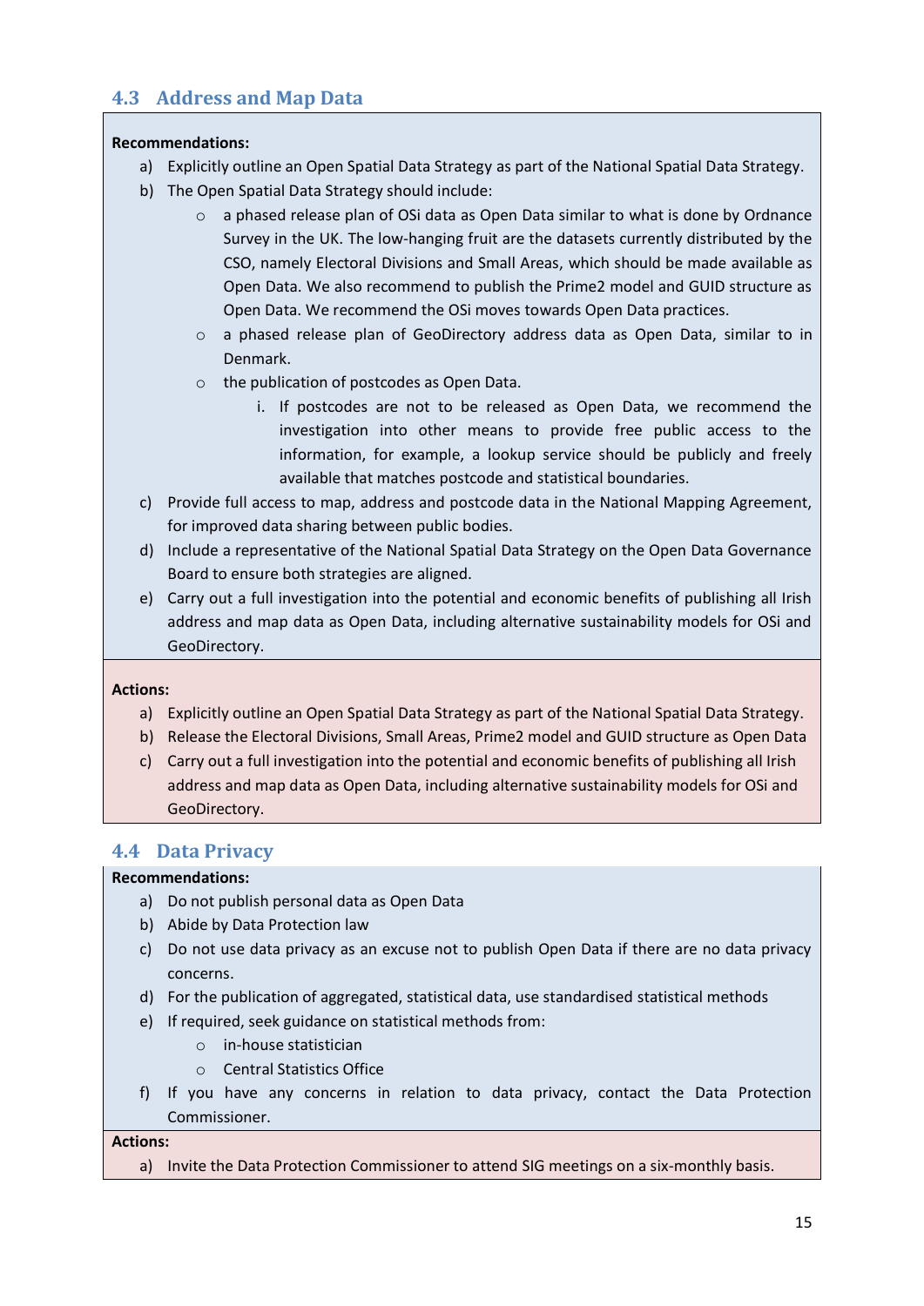## 4.3 Address and Map Data

**Recommendations:**

a) Explicitly outline an Open Spatial Data Strategy as part of the National Spatial Data Strategy.

b) The Open Spatial Data Strategy should include:

  - a phased release plan of OSi data as Open Data similar to what is done by Ordnance Survey in the UK. The low-hanging fruit are the datasets currently distributed by the CSO, namely Electoral Divisions and Small Areas, which should be made available as Open Data. We also recommend to publish the Prime2 model and GUID structure as Open Data. We recommend the OSi moves towards Open Data practices.
  - a phased release plan of GeoDirectory address data as Open Data, similar to in Denmark.
  - the publication of postcodes as Open Data.
    i. If postcodes are not to be released as Open Data, we recommend the investigation into other means to provide free public access to the information, for example, a lookup service should be publicly and freely available that matches postcode and statistical boundaries.

c) Provide full access to map, address and postcode data in the National Mapping Agreement, for improved data sharing between public bodies.

d) Include a representative of the National Spatial Data Strategy on the Open Data Governance Board to ensure both strategies are aligned.

e) Carry out a full investigation into the potential and economic benefits of publishing all Irish address and map data as Open Data, including alternative sustainability models for OSi and GeoDirectory.

**Actions:**

a) Explicitly outline an Open Spatial Data Strategy as part of the National Spatial Data Strategy.

b) Release the Electoral Divisions, Small Areas, Prime2 model and GUID structure as Open Data

c) Carry out a full investigation into the potential and economic benefits of publishing all Irish address and map data as Open Data, including alternative sustainability models for OSi and GeoDirectory.

## 4.4 Data Privacy

**Recommendations:**

a) Do not publish personal data as Open Data

b) Abide by Data Protection law

c) Do not use data privacy as an excuse not to publish Open Data if there are no data privacy concerns.

d) For the publication of aggregated, statistical data, use standardised statistical methods

e) If required, seek guidance on statistical methods from:

  - in-house statistician
  - Central Statistics Office

f) If you have any concerns in relation to data privacy, contact the Data Protection Commissioner.

**Actions:**

a) Invite the Data Protection Commissioner to attend SIG meetings on a six-monthly basis.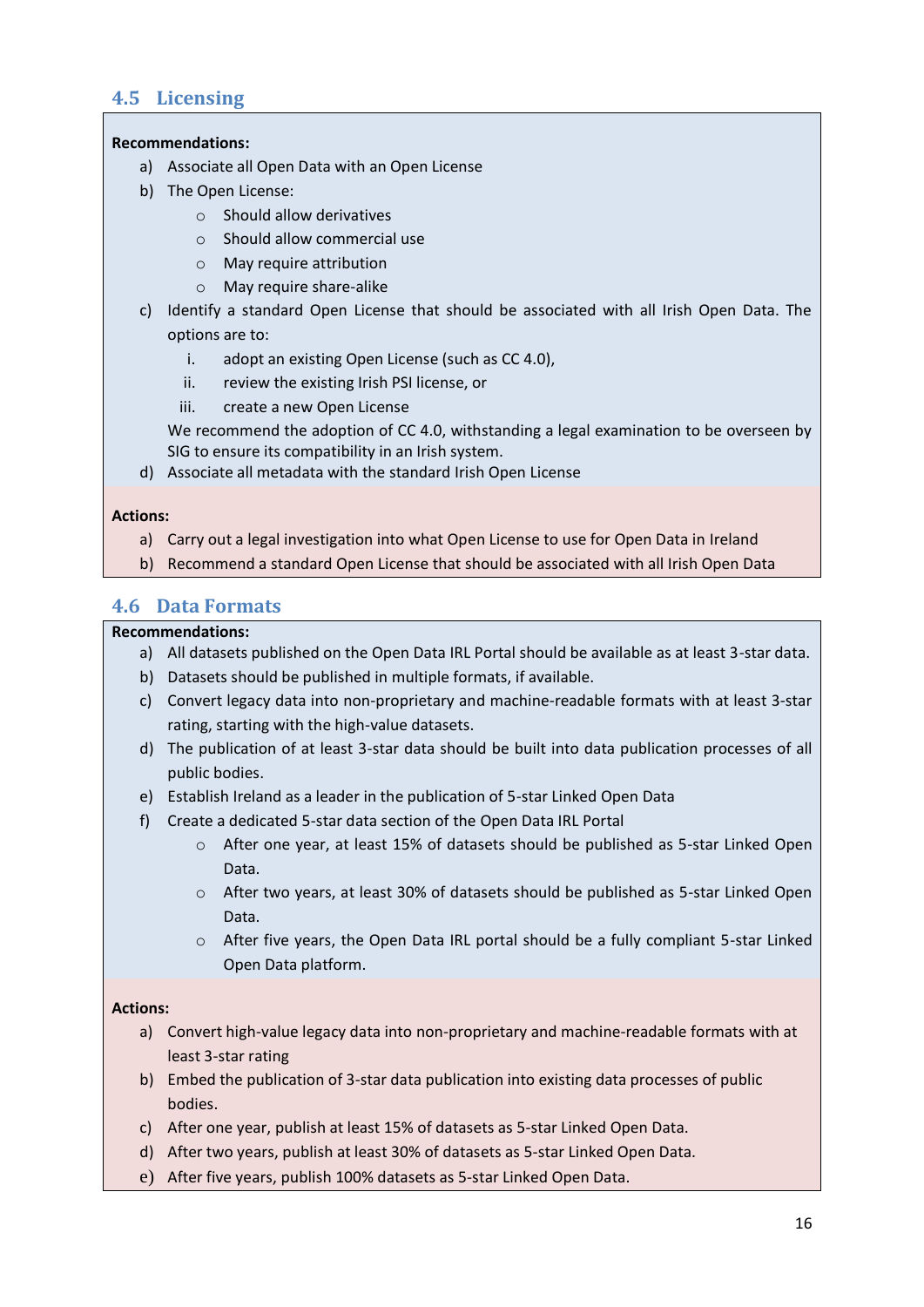## 4.5 Licensing

**Recommendations:**

a) Associate all Open Data with an Open License
b) The Open License:
    - Should allow derivatives
    - Should allow commercial use
    - May require attribution
    - May require share-alike
c) Identify a standard Open License that should be associated with all Irish Open Data. The options are to:
    i. adopt an existing Open License (such as CC 4.0),
    ii. review the existing Irish PSI license, or
    iii. create a new Open License

   We recommend the adoption of CC 4.0, withstanding a legal examination to be overseen by SIG to ensure its compatibility in an Irish system.
d) Associate all metadata with the standard Irish Open License

**Actions:**

a) Carry out a legal investigation into what Open License to use for Open Data in Ireland
b) Recommend a standard Open License that should be associated with all Irish Open Data

## 4.6 Data Formats

**Recommendations:**

a) All datasets published on the Open Data IRL Portal should be available as at least 3-star data.
b) Datasets should be published in multiple formats, if available.
c) Convert legacy data into non-proprietary and machine-readable formats with at least 3-star rating, starting with the high-value datasets.
d) The publication of at least 3-star data should be built into data publication processes of all public bodies.
e) Establish Ireland as a leader in the publication of 5-star Linked Open Data
f) Create a dedicated 5-star data section of the Open Data IRL Portal
    - After one year, at least 15% of datasets should be published as 5-star Linked Open Data.
    - After two years, at least 30% of datasets should be published as 5-star Linked Open Data.
    - After five years, the Open Data IRL portal should be a fully compliant 5-star Linked Open Data platform.

**Actions:**

a) Convert high-value legacy data into non-proprietary and machine-readable formats with at least 3-star rating
b) Embed the publication of 3-star data publication into existing data processes of public bodies.
c) After one year, publish at least 15% of datasets as 5-star Linked Open Data.
d) After two years, publish at least 30% of datasets as 5-star Linked Open Data.
e) After five years, publish 100% datasets as 5-star Linked Open Data.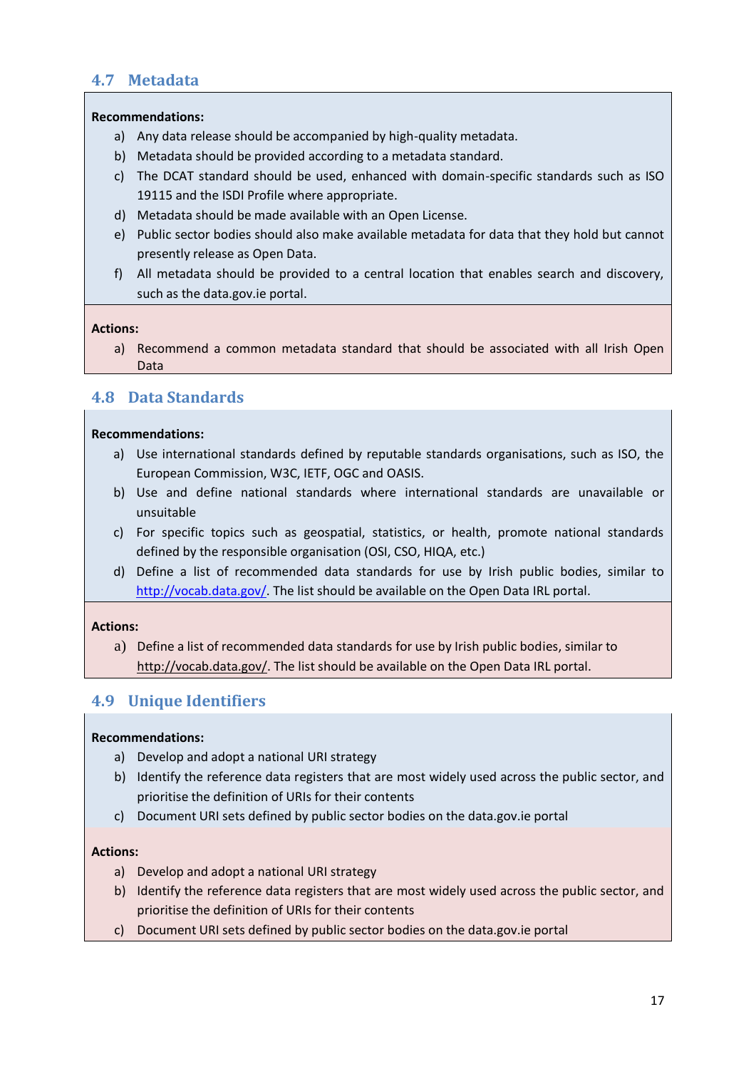## 4.7 Metadata

**Recommendations:**

a) Any data release should be accompanied by high-quality metadata.
b) Metadata should be provided according to a metadata standard.
c) The DCAT standard should be used, enhanced with domain-specific standards such as ISO 19115 and the ISDI Profile where appropriate.
d) Metadata should be made available with an Open License.
e) Public sector bodies should also make available metadata for data that they hold but cannot presently release as Open Data.
f) All metadata should be provided to a central location that enables search and discovery, such as the data.gov.ie portal.

**Actions:**

a) Recommend a common metadata standard that should be associated with all Irish Open Data

## 4.8 Data Standards

**Recommendations:**

a) Use international standards defined by reputable standards organisations, such as ISO, the European Commission, W3C, IETF, OGC and OASIS.
b) Use and define national standards where international standards are unavailable or unsuitable
c) For specific topics such as geospatial, statistics, or health, promote national standards defined by the responsible organisation (OSI, CSO, HIQA, etc.)
d) Define a list of recommended data standards for use by Irish public bodies, similar to http://vocab.data.gov/. The list should be available on the Open Data IRL portal.

**Actions:**

a) Define a list of recommended data standards for use by Irish public bodies, similar to http://vocab.data.gov/. The list should be available on the Open Data IRL portal.

## 4.9 Unique Identifiers

**Recommendations:**

a) Develop and adopt a national URI strategy
b) Identify the reference data registers that are most widely used across the public sector, and prioritise the definition of URIs for their contents
c) Document URI sets defined by public sector bodies on the data.gov.ie portal

**Actions:**

a) Develop and adopt a national URI strategy
b) Identify the reference data registers that are most widely used across the public sector, and prioritise the definition of URIs for their contents
c) Document URI sets defined by public sector bodies on the data.gov.ie portal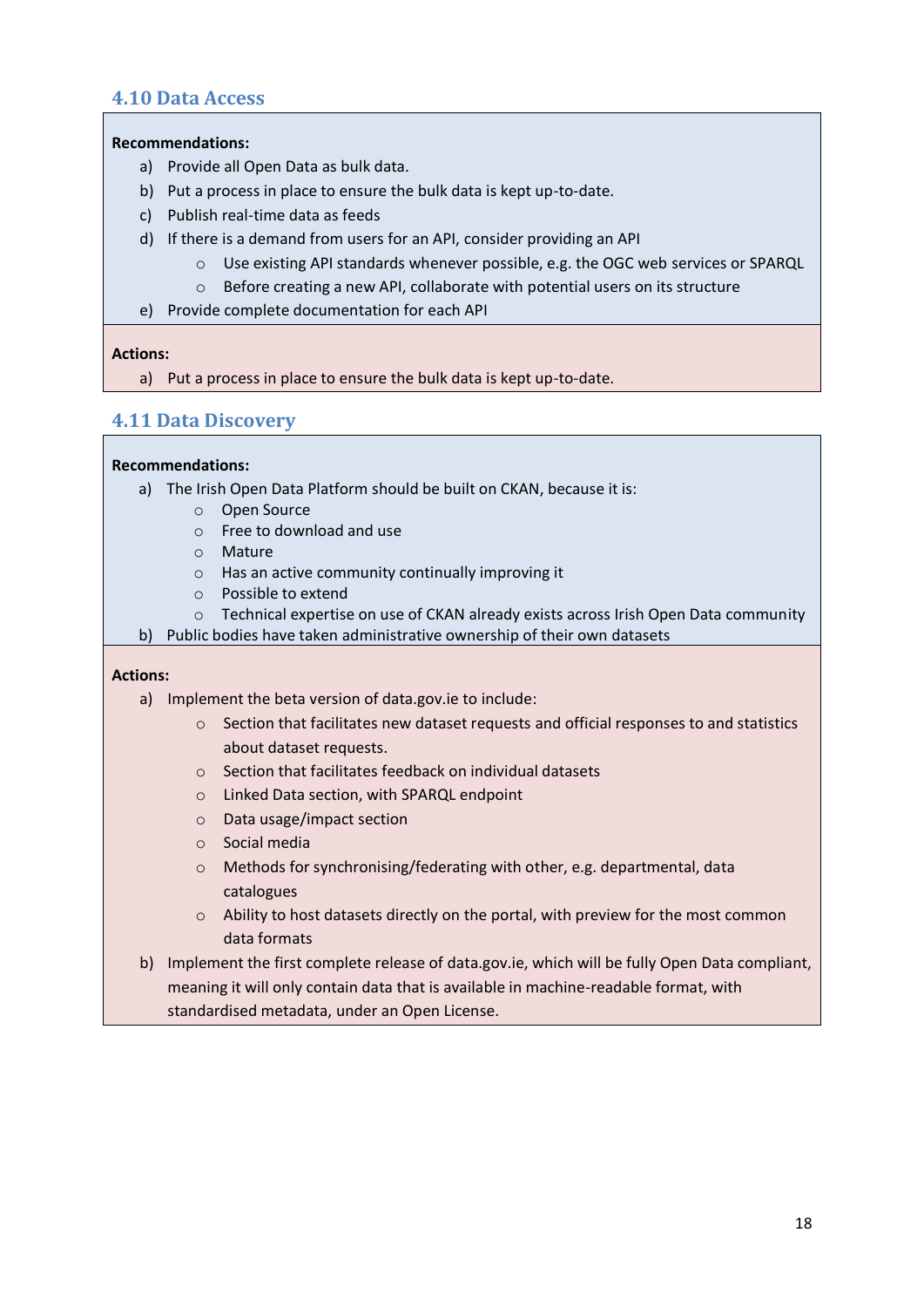## 4.10 Data Access

**Recommendations:**

a) Provide all Open Data as bulk data.
b) Put a process in place to ensure the bulk data is kept up-to-date.
c) Publish real-time data as feeds
d) If there is a demand from users for an API, consider providing an API
   - Use existing API standards whenever possible, e.g. the OGC web services or SPARQL
   - Before creating a new API, collaborate with potential users on its structure
e) Provide complete documentation for each API

**Actions:**

a) Put a process in place to ensure the bulk data is kept up-to-date.

## 4.11 Data Discovery

**Recommendations:**

a) The Irish Open Data Platform should be built on CKAN, because it is:
   - Open Source
   - Free to download and use
   - Mature
   - Has an active community continually improving it
   - Possible to extend
   - Technical expertise on use of CKAN already exists across Irish Open Data community
b) Public bodies have taken administrative ownership of their own datasets

**Actions:**

a) Implement the beta version of data.gov.ie to include:
   - Section that facilitates new dataset requests and official responses to and statistics about dataset requests.
   - Section that facilitates feedback on individual datasets
   - Linked Data section, with SPARQL endpoint
   - Data usage/impact section
   - Social media
   - Methods for synchronising/federating with other, e.g. departmental, data catalogues
   - Ability to host datasets directly on the portal, with preview for the most common data formats
b) Implement the first complete release of data.gov.ie, which will be fully Open Data compliant, meaning it will only contain data that is available in machine-readable format, with standardised metadata, under an Open License.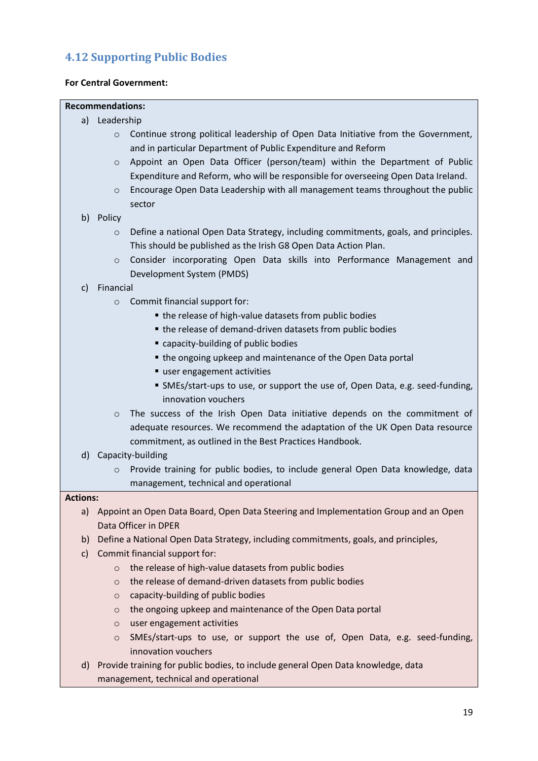## 4.12 Supporting Public Bodies

**For Central Government:**

**Recommendations:**

a) Leadership
   - Continue strong political leadership of Open Data Initiative from the Government, and in particular Department of Public Expenditure and Reform
   - Appoint an Open Data Officer (person/team) within the Department of Public Expenditure and Reform, who will be responsible for overseeing Open Data Ireland.
   - Encourage Open Data Leadership with all management teams throughout the public sector

b) Policy
   - Define a national Open Data Strategy, including commitments, goals, and principles. This should be published as the Irish G8 Open Data Action Plan.
   - Consider incorporating Open Data skills into Performance Management and Development System (PMDS)

c) Financial
   - Commit financial support for:
     - the release of high-value datasets from public bodies
     - the release of demand-driven datasets from public bodies
     - capacity-building of public bodies
     - the ongoing upkeep and maintenance of the Open Data portal
     - user engagement activities
     - SMEs/start-ups to use, or support the use of, Open Data, e.g. seed-funding, innovation vouchers
   - The success of the Irish Open Data initiative depends on the commitment of adequate resources. We recommend the adaptation of the UK Open Data resource commitment, as outlined in the Best Practices Handbook.

d) Capacity-building
   - Provide training for public bodies, to include general Open Data knowledge, data management, technical and operational

**Actions:**

a) Appoint an Open Data Board, Open Data Steering and Implementation Group and an Open Data Officer in DPER

b) Define a National Open Data Strategy, including commitments, goals, and principles,

c) Commit financial support for:
   - the release of high-value datasets from public bodies
   - the release of demand-driven datasets from public bodies
   - capacity-building of public bodies
   - the ongoing upkeep and maintenance of the Open Data portal
   - user engagement activities
   - SMEs/start-ups to use, or support the use of, Open Data, e.g. seed-funding, innovation vouchers

d) Provide training for public bodies, to include general Open Data knowledge, data management, technical and operational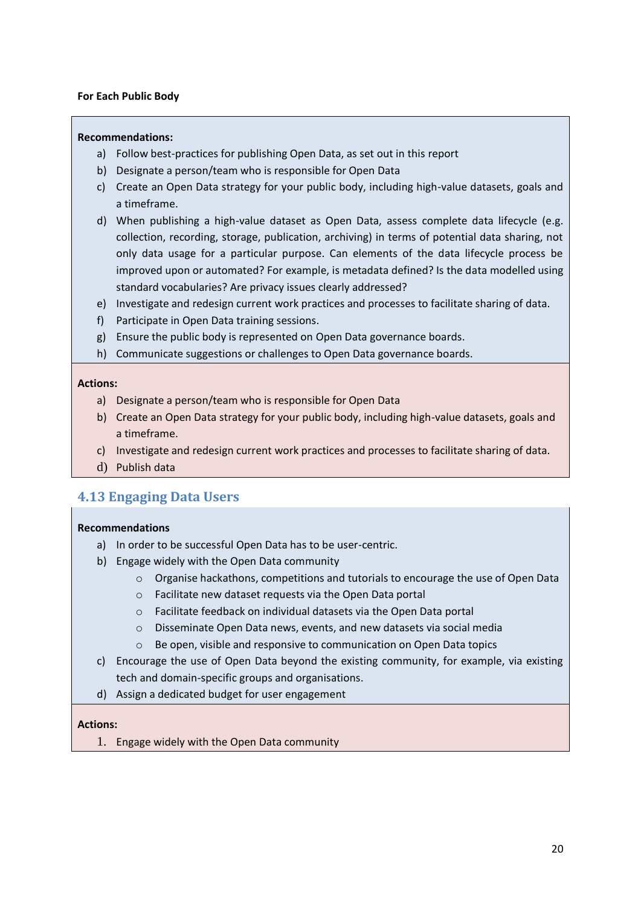**For Each Public Body**

**Recommendations:**

a) Follow best-practices for publishing Open Data, as set out in this report
b) Designate a person/team who is responsible for Open Data
c) Create an Open Data strategy for your public body, including high-value datasets, goals and a timeframe.
d) When publishing a high-value dataset as Open Data, assess complete data lifecycle (e.g. collection, recording, storage, publication, archiving) in terms of potential data sharing, not only data usage for a particular purpose. Can elements of the data lifecycle process be improved upon or automated? For example, is metadata defined? Is the data modelled using standard vocabularies? Are privacy issues clearly addressed?
e) Investigate and redesign current work practices and processes to facilitate sharing of data.
f) Participate in Open Data training sessions.
g) Ensure the public body is represented on Open Data governance boards.
h) Communicate suggestions or challenges to Open Data governance boards.

**Actions:**

a) Designate a person/team who is responsible for Open Data
b) Create an Open Data strategy for your public body, including high-value datasets, goals and a timeframe.
c) Investigate and redesign current work practices and processes to facilitate sharing of data.
d) Publish data

## 4.13 Engaging Data Users

**Recommendations**

a) In order to be successful Open Data has to be user-centric.
b) Engage widely with the Open Data community
   - Organise hackathons, competitions and tutorials to encourage the use of Open Data
   - Facilitate new dataset requests via the Open Data portal
   - Facilitate feedback on individual datasets via the Open Data portal
   - Disseminate Open Data news, events, and new datasets via social media
   - Be open, visible and responsive to communication on Open Data topics
c) Encourage the use of Open Data beyond the existing community, for example, via existing tech and domain-specific groups and organisations.
d) Assign a dedicated budget for user engagement

**Actions:**

1. Engage widely with the Open Data community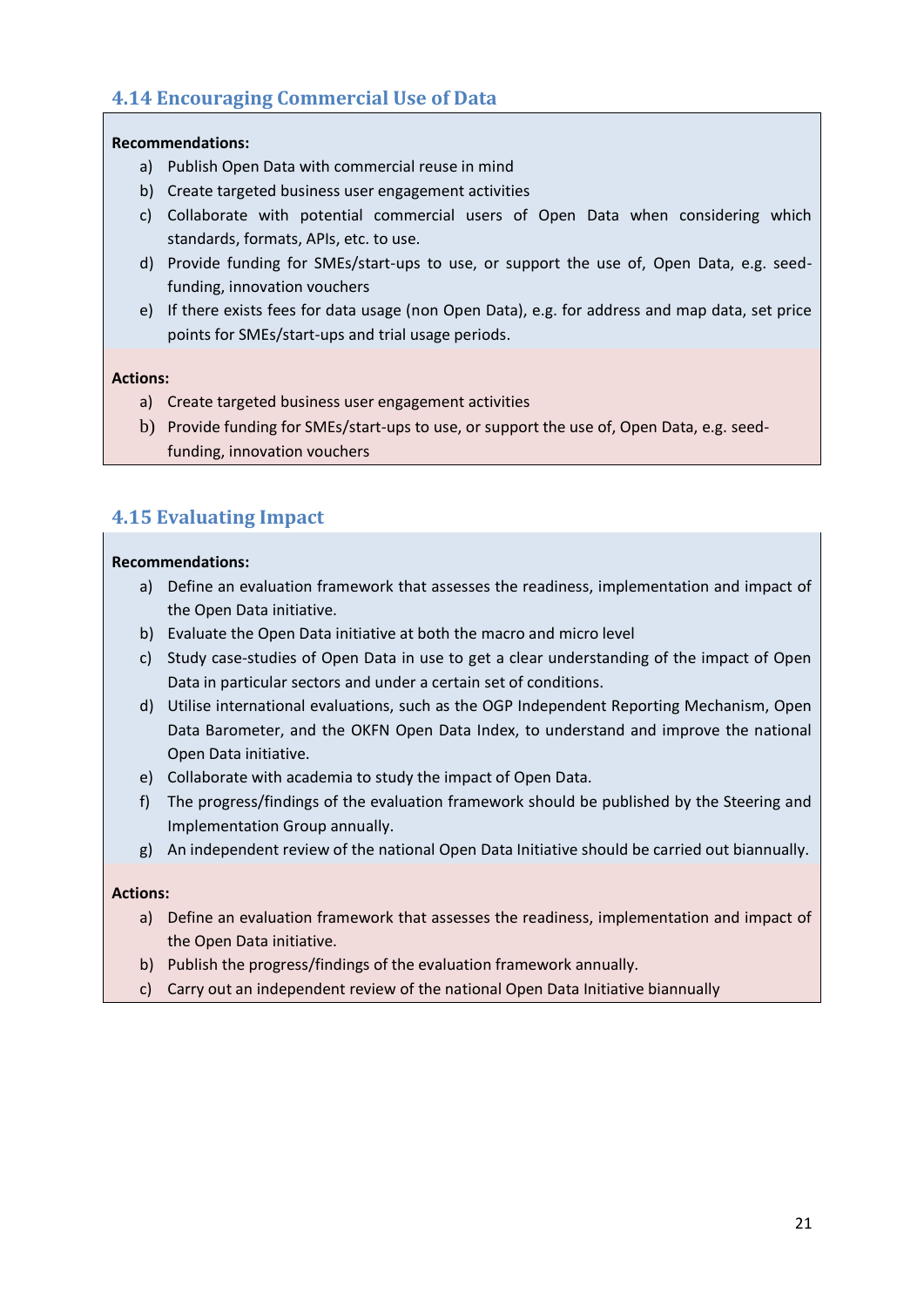## 4.14 Encouraging Commercial Use of Data

**Recommendations:**

a) Publish Open Data with commercial reuse in mind
b) Create targeted business user engagement activities
c) Collaborate with potential commercial users of Open Data when considering which standards, formats, APIs, etc. to use.
d) Provide funding for SMEs/start-ups to use, or support the use of, Open Data, e.g. seed-funding, innovation vouchers
e) If there exists fees for data usage (non Open Data), e.g. for address and map data, set price points for SMEs/start-ups and trial usage periods.

**Actions:**

a) Create targeted business user engagement activities
b) Provide funding for SMEs/start-ups to use, or support the use of, Open Data, e.g. seed-funding, innovation vouchers

## 4.15 Evaluating Impact

**Recommendations:**

a) Define an evaluation framework that assesses the readiness, implementation and impact of the Open Data initiative.
b) Evaluate the Open Data initiative at both the macro and micro level
c) Study case-studies of Open Data in use to get a clear understanding of the impact of Open Data in particular sectors and under a certain set of conditions.
d) Utilise international evaluations, such as the OGP Independent Reporting Mechanism, Open Data Barometer, and the OKFN Open Data Index, to understand and improve the national Open Data initiative.
e) Collaborate with academia to study the impact of Open Data.
f) The progress/findings of the evaluation framework should be published by the Steering and Implementation Group annually.
g) An independent review of the national Open Data Initiative should be carried out biannually.

**Actions:**

a) Define an evaluation framework that assesses the readiness, implementation and impact of the Open Data initiative.
b) Publish the progress/findings of the evaluation framework annually.
c) Carry out an independent review of the national Open Data Initiative biannually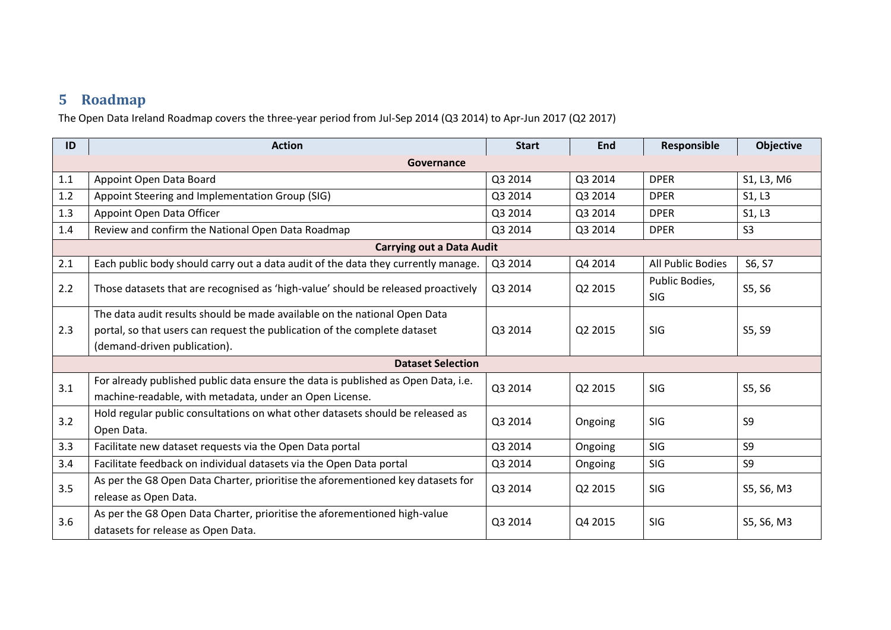## 5 Roadmap

The Open Data Ireland Roadmap covers the three-year period from Jul-Sep 2014 (Q3 2014) to Apr-Jun 2017 (Q2 2017)

| ID | Action | Start | End | Responsible | Objective |
|---|---|---|---|---|---|
| | **Governance** | | | | |
| 1.1 | Appoint Open Data Board | Q3 2014 | Q3 2014 | DPER | S1, L3, M6 |
| 1.2 | Appoint Steering and Implementation Group (SIG) | Q3 2014 | Q3 2014 | DPER | S1, L3 |
| 1.3 | Appoint Open Data Officer | Q3 2014 | Q3 2014 | DPER | S1, L3 |
| 1.4 | Review and confirm the National Open Data Roadmap | Q3 2014 | Q3 2014 | DPER | S3 |
| | **Carrying out a Data Audit** | | | | |
| 2.1 | Each public body should carry out a data audit of the data they currently manage. | Q3 2014 | Q4 2014 | All Public Bodies | S6, S7 |
| 2.2 | Those datasets that are recognised as 'high-value' should be released proactively | Q3 2014 | Q2 2015 | Public Bodies, SIG | S5, S6 |
| 2.3 | The data audit results should be made available on the national Open Data portal, so that users can request the publication of the complete dataset (demand-driven publication). | Q3 2014 | Q2 2015 | SIG | S5, S9 |
| | **Dataset Selection** | | | | |
| 3.1 | For already published public data ensure the data is published as Open Data, i.e. machine-readable, with metadata, under an Open License. | Q3 2014 | Q2 2015 | SIG | S5, S6 |
| 3.2 | Hold regular public consultations on what other datasets should be released as Open Data. | Q3 2014 | Ongoing | SIG | S9 |
| 3.3 | Facilitate new dataset requests via the Open Data portal | Q3 2014 | Ongoing | SIG | S9 |
| 3.4 | Facilitate feedback on individual datasets via the Open Data portal | Q3 2014 | Ongoing | SIG | S9 |
| 3.5 | As per the G8 Open Data Charter, prioritise the aforementioned key datasets for release as Open Data. | Q3 2014 | Q2 2015 | SIG | S5, S6, M3 |
| 3.6 | As per the G8 Open Data Charter, prioritise the aforementioned high-value datasets for release as Open Data. | Q3 2014 | Q4 2015 | SIG | S5, S6, M3 |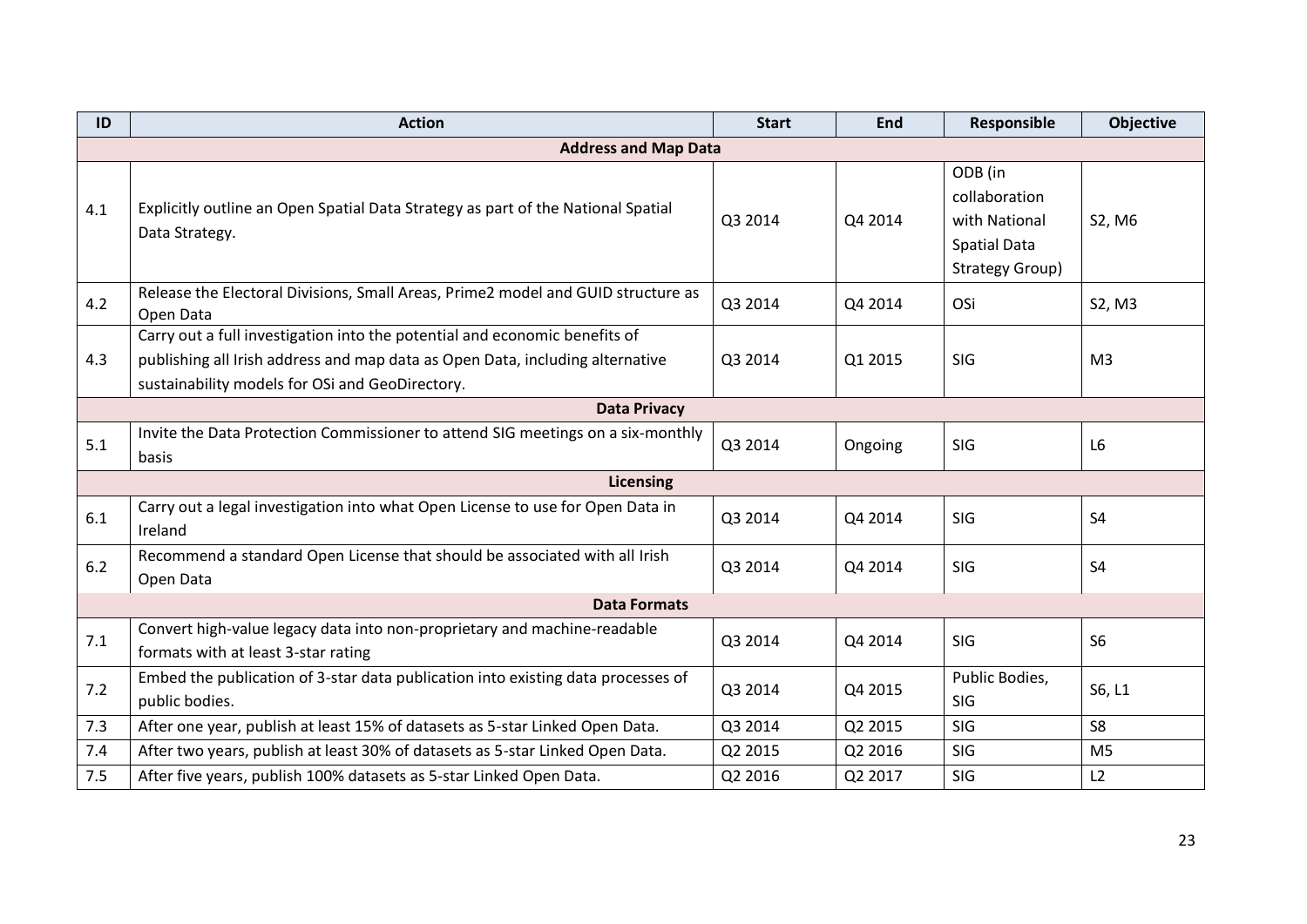| ID | Action | Start | End | Responsible | Objective |
|---|---|---|---|---|---|
| **Address and Map Data** | | | | | |
| 4.1 | Explicitly outline an Open Spatial Data Strategy as part of the National Spatial Data Strategy. | Q3 2014 | Q4 2014 | ODB (in collaboration with National Spatial Data Strategy Group) | S2, M6 |
| 4.2 | Release the Electoral Divisions, Small Areas, Prime2 model and GUID structure as Open Data | Q3 2014 | Q4 2014 | OSi | S2, M3 |
| 4.3 | Carry out a full investigation into the potential and economic benefits of publishing all Irish address and map data as Open Data, including alternative sustainability models for OSi and GeoDirectory. | Q3 2014 | Q1 2015 | SIG | M3 |
| **Data Privacy** | | | | | |
| 5.1 | Invite the Data Protection Commissioner to attend SIG meetings on a six-monthly basis | Q3 2014 | Ongoing | SIG | L6 |
| **Licensing** | | | | | |
| 6.1 | Carry out a legal investigation into what Open License to use for Open Data in Ireland | Q3 2014 | Q4 2014 | SIG | S4 |
| 6.2 | Recommend a standard Open License that should be associated with all Irish Open Data | Q3 2014 | Q4 2014 | SIG | S4 |
| **Data Formats** | | | | | |
| 7.1 | Convert high-value legacy data into non-proprietary and machine-readable formats with at least 3-star rating | Q3 2014 | Q4 2014 | SIG | S6 |
| 7.2 | Embed the publication of 3-star data publication into existing data processes of public bodies. | Q3 2014 | Q4 2015 | Public Bodies, SIG | S6, L1 |
| 7.3 | After one year, publish at least 15% of datasets as 5-star Linked Open Data. | Q3 2014 | Q2 2015 | SIG | S8 |
| 7.4 | After two years, publish at least 30% of datasets as 5-star Linked Open Data. | Q2 2015 | Q2 2016 | SIG | M5 |
| 7.5 | After five years, publish 100% datasets as 5-star Linked Open Data. | Q2 2016 | Q2 2017 | SIG | L2 |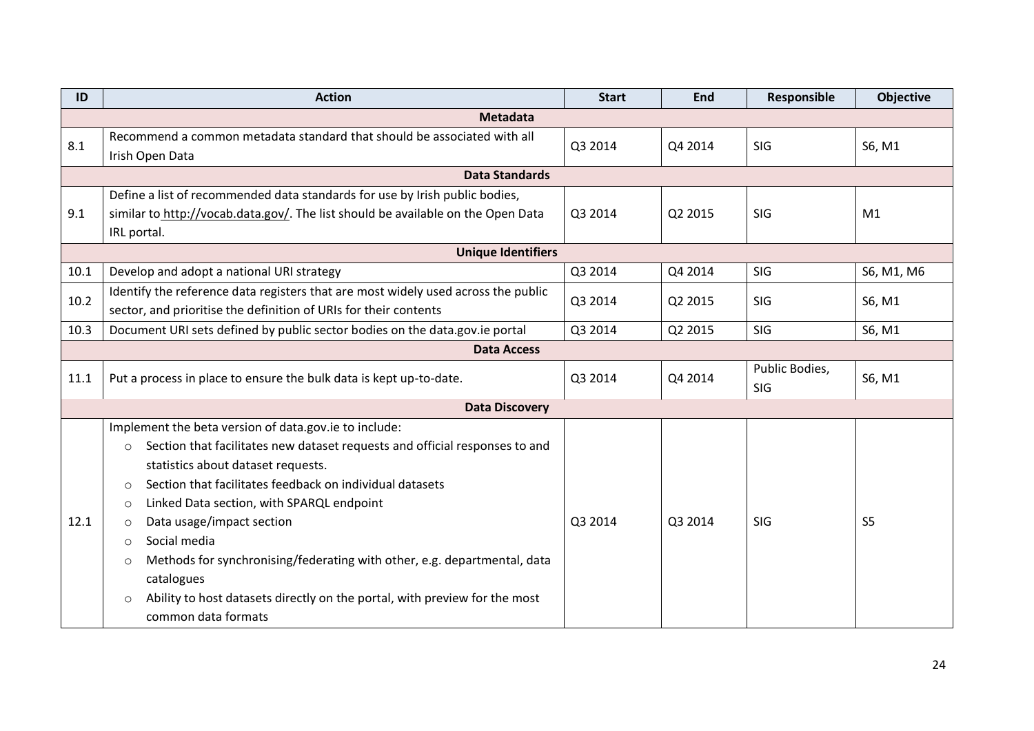| ID | Action | Start | End | Responsible | Objective |
|---|---|---|---|---|---|
| **Metadata** | | | | | |
| 8.1 | Recommend a common metadata standard that should be associated with all Irish Open Data | Q3 2014 | Q4 2014 | SIG | S6, M1 |
| **Data Standards** | | | | | |
| 9.1 | Define a list of recommended data standards for use by Irish public bodies, similar to http://vocab.data.gov/. The list should be available on the Open Data IRL portal. | Q3 2014 | Q2 2015 | SIG | M1 |
| **Unique Identifiers** | | | | | |
| 10.1 | Develop and adopt a national URI strategy | Q3 2014 | Q4 2014 | SIG | S6, M1, M6 |
| 10.2 | Identify the reference data registers that are most widely used across the public sector, and prioritise the definition of URIs for their contents | Q3 2014 | Q2 2015 | SIG | S6, M1 |
| 10.3 | Document URI sets defined by public sector bodies on the data.gov.ie portal | Q3 2014 | Q2 2015 | SIG | S6, M1 |
| **Data Access** | | | | | |
| 11.1 | Put a process in place to ensure the bulk data is kept up-to-date. | Q3 2014 | Q4 2014 | Public Bodies, SIG | S6, M1 |
| **Data Discovery** | | | | | |
| 12.1 | Implement the beta version of data.gov.ie to include:<br>○ Section that facilitates new dataset requests and official responses to and statistics about dataset requests.<br>○ Section that facilitates feedback on individual datasets<br>○ Linked Data section, with SPARQL endpoint<br>○ Data usage/impact section<br>○ Social media<br>○ Methods for synchronising/federating with other, e.g. departmental, data catalogues<br>○ Ability to host datasets directly on the portal, with preview for the most common data formats | Q3 2014 | Q3 2014 | SIG | S5 |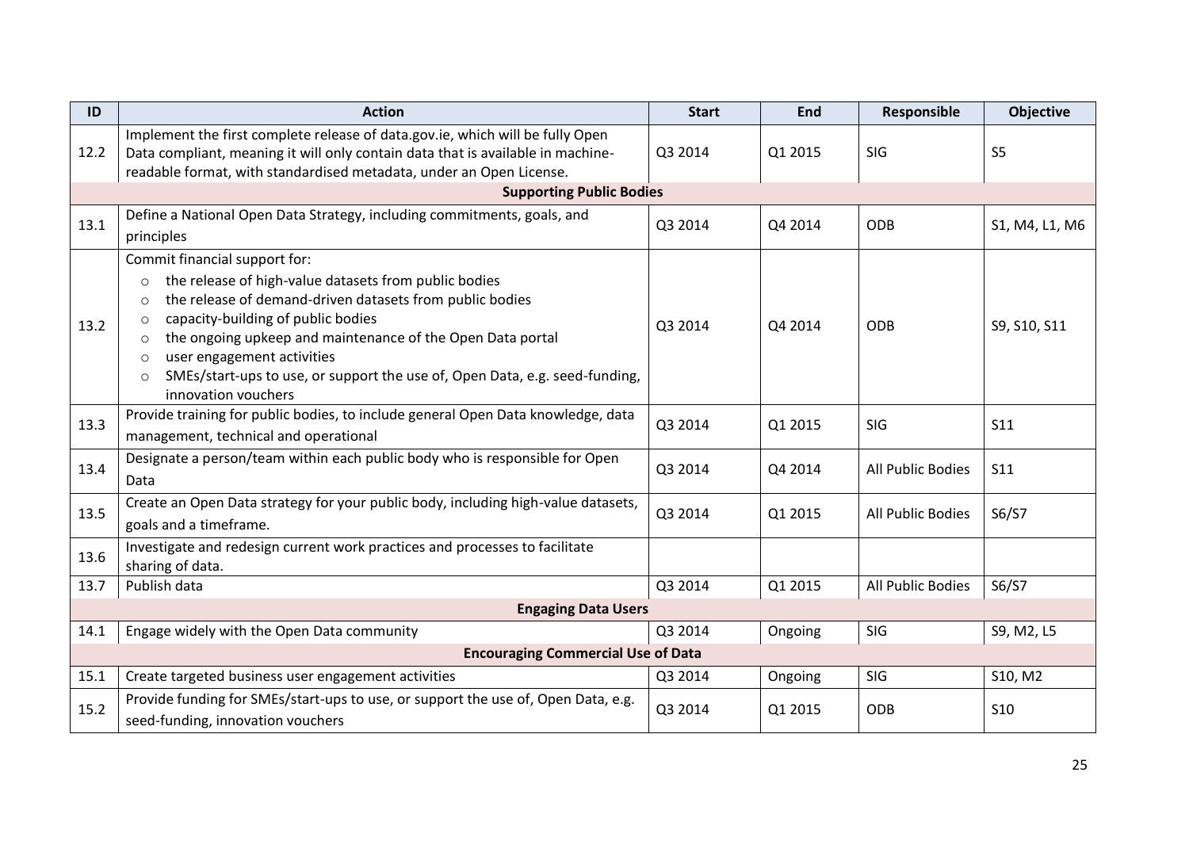| ID | Action | Start | End | Responsible | Objective |
|---|---|---|---|---|---|
| 12.2 | Implement the first complete release of data.gov.ie, which will be fully Open Data compliant, meaning it will only contain data that is available in machine-readable format, with standardised metadata, under an Open License. | Q3 2014 | Q1 2015 | SIG | S5 |
| | **Supporting Public Bodies** | | | | |
| 13.1 | Define a National Open Data Strategy, including commitments, goals, and principles | Q3 2014 | Q4 2014 | ODB | S1, M4, L1, M6 |
| 13.2 | Commit financial support for:<br>○ the release of high-value datasets from public bodies<br>○ the release of demand-driven datasets from public bodies<br>○ capacity-building of public bodies<br>○ the ongoing upkeep and maintenance of the Open Data portal<br>○ user engagement activities<br>○ SMEs/start-ups to use, or support the use of, Open Data, e.g. seed-funding, innovation vouchers | Q3 2014 | Q4 2014 | ODB | S9, S10, S11 |
| 13.3 | Provide training for public bodies, to include general Open Data knowledge, data management, technical and operational | Q3 2014 | Q1 2015 | SIG | S11 |
| 13.4 | Designate a person/team within each public body who is responsible for Open Data | Q3 2014 | Q4 2014 | All Public Bodies | S11 |
| 13.5 | Create an Open Data strategy for your public body, including high-value datasets, goals and a timeframe. | Q3 2014 | Q1 2015 | All Public Bodies | S6/S7 |
| 13.6 | Investigate and redesign current work practices and processes to facilitate sharing of data. | | | | |
| 13.7 | Publish data | Q3 2014 | Q1 2015 | All Public Bodies | S6/S7 |
| | **Engaging Data Users** | | | | |
| 14.1 | Engage widely with the Open Data community | Q3 2014 | Ongoing | SIG | S9, M2, L5 |
| | **Encouraging Commercial Use of Data** | | | | |
| 15.1 | Create targeted business user engagement activities | Q3 2014 | Ongoing | SIG | S10, M2 |
| 15.2 | Provide funding for SMEs/start-ups to use, or support the use of, Open Data, e.g. seed-funding, innovation vouchers | Q3 2014 | Q1 2015 | ODB | S10 |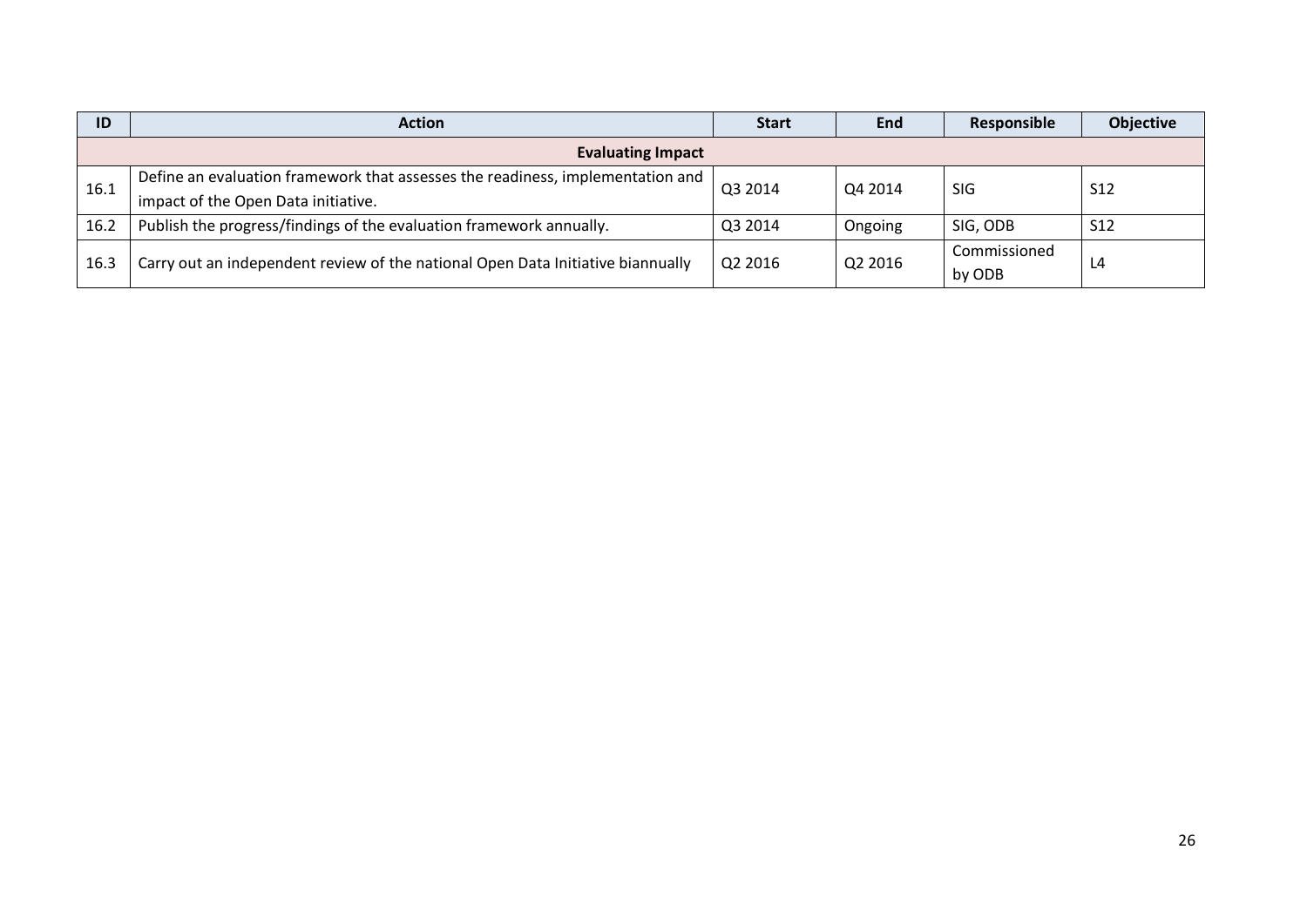| ID | Action | Start | End | Responsible | Objective |
|---|---|---|---|---|---|
| **Evaluating Impact** | | | | | |
| 16.1 | Define an evaluation framework that assesses the readiness, implementation and impact of the Open Data initiative. | Q3 2014 | Q4 2014 | SIG | S12 |
| 16.2 | Publish the progress/findings of the evaluation framework annually. | Q3 2014 | Ongoing | SIG, ODB | S12 |
| 16.3 | Carry out an independent review of the national Open Data Initiative biannually | Q2 2016 | Q2 2016 | Commissioned by ODB | L4 |